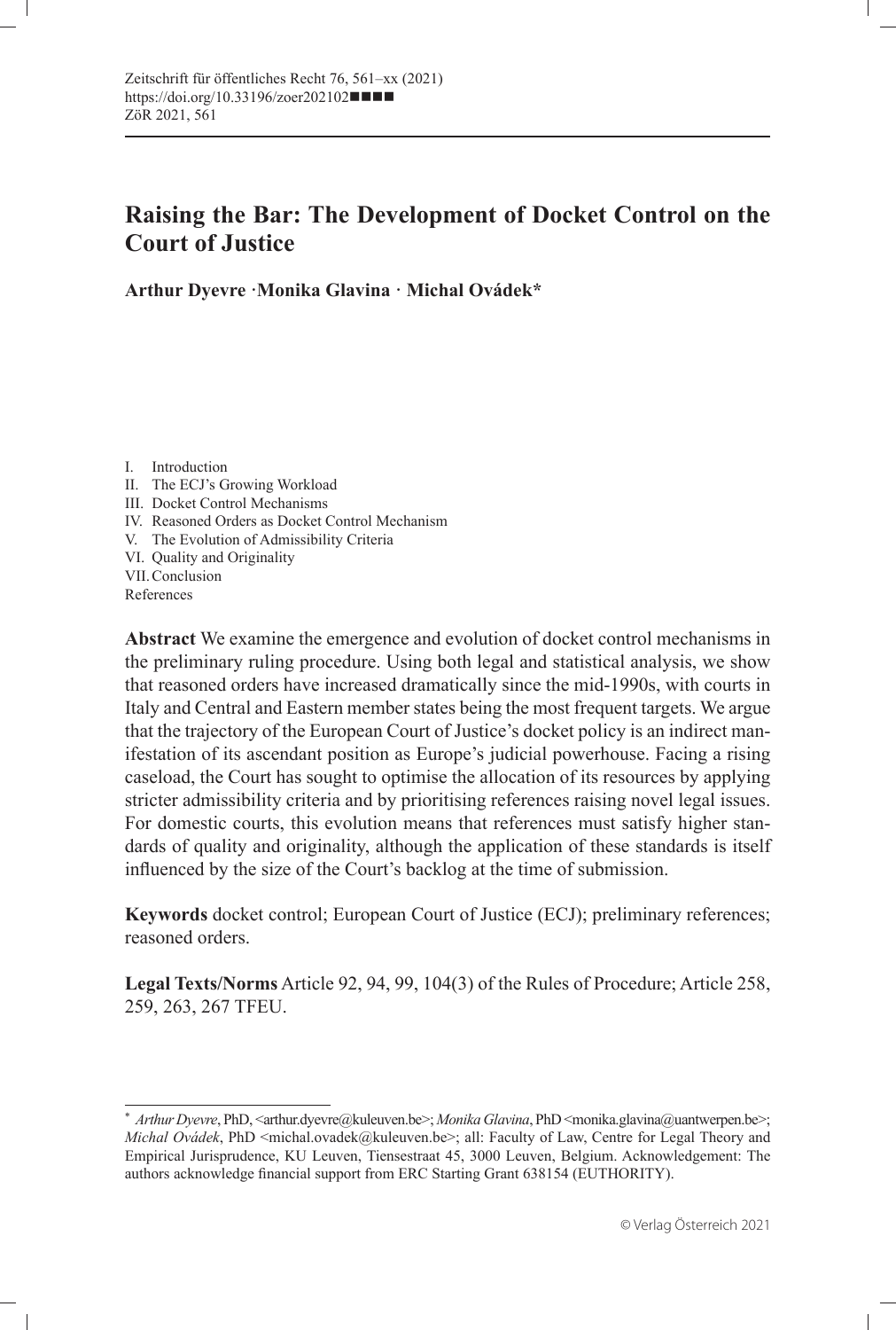# Raising the Bar: The Development of Docket Control on the Court of Justice

**Arthur Dyevre · Monika Glavina · Michal Ovádek***

I. Introduction
II. The ECJ's Growing Workload
III. Docket Control Mechanisms
IV. Reasoned Orders as Docket Control Mechanism
V. The Evolution of Admissibility Criteria
VI. Quality and Originality
VII. Conclusion
References

**Abstract** We examine the emergence and evolution of docket control mechanisms in the preliminary ruling procedure. Using both legal and statistical analysis, we show that reasoned orders have increased dramatically since the mid-1990s, with courts in Italy and Central and Eastern member states being the most frequent targets. We argue that the trajectory of the European Court of Justice's docket policy is an indirect manifestation of its ascendant position as Europe's judicial powerhouse. Facing a rising caseload, the Court has sought to optimise the allocation of its resources by applying stricter admissibility criteria and by prioritising references raising novel legal issues. For domestic courts, this evolution means that references must satisfy higher standards of quality and originality, although the application of these standards is itself influenced by the size of the Court's backlog at the time of submission.

**Keywords** docket control; European Court of Justice (ECJ); preliminary references; reasoned orders.

**Legal Texts/Norms** Article 92, 94, 99, 104(3) of the Rules of Procedure; Article 258, 259, 263, 267 TFEU.

---

\* *Arthur Dyevre*, PhD, <arthur.dyevre@kuleuven.be>; *Monika Glavina*, PhD <monika.glavina@uantwerpen.be>; *Michal Ovádek*, PhD <michal.ovadek@kuleuven.be>; all: Faculty of Law, Centre for Legal Theory and Empirical Jurisprudence, KU Leuven, Tiensestraat 45, 3000 Leuven, Belgium. Acknowledgement: The authors acknowledge financial support from ERC Starting Grant 638154 (EUTHORITY).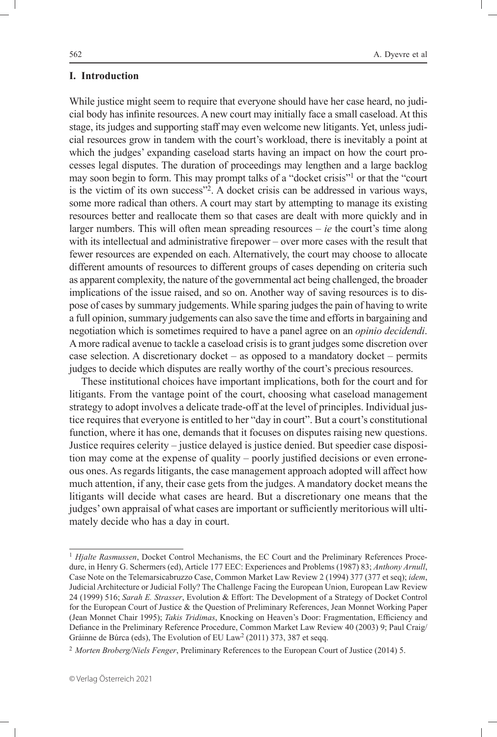## I. Introduction

While justice might seem to require that everyone should have her case heard, no judicial body has infinite resources. A new court may initially face a small caseload. At this stage, its judges and supporting staff may even welcome new litigants. Yet, unless judicial resources grow in tandem with the court's workload, there is inevitably a point at which the judges' expanding caseload starts having an impact on how the court processes legal disputes. The duration of proceedings may lengthen and a large backlog may soon begin to form. This may prompt talks of a "docket crisis"[1] or that the "court is the victim of its own success"[2]. A docket crisis can be addressed in various ways, some more radical than others. A court may start by attempting to manage its existing resources better and reallocate them so that cases are dealt with more quickly and in larger numbers. This will often mean spreading resources – *ie* the court's time along with its intellectual and administrative firepower – over more cases with the result that fewer resources are expended on each. Alternatively, the court may choose to allocate different amounts of resources to different groups of cases depending on criteria such as apparent complexity, the nature of the governmental act being challenged, the broader implications of the issue raised, and so on. Another way of saving resources is to dispose of cases by summary judgements. While sparing judges the pain of having to write a full opinion, summary judgements can also save the time and efforts in bargaining and negotiation which is sometimes required to have a panel agree on an *opinio decidendi*. A more radical avenue to tackle a caseload crisis is to grant judges some discretion over case selection. A discretionary docket – as opposed to a mandatory docket – permits judges to decide which disputes are really worthy of the court's precious resources.

These institutional choices have important implications, both for the court and for litigants. From the vantage point of the court, choosing what caseload management strategy to adopt involves a delicate trade-off at the level of principles. Individual justice requires that everyone is entitled to her "day in court". But a court's constitutional function, where it has one, demands that it focuses on disputes raising new questions. Justice requires celerity – justice delayed is justice denied. But speedier case disposition may come at the expense of quality – poorly justified decisions or even erroneous ones. As regards litigants, the case management approach adopted will affect how much attention, if any, their case gets from the judges. A mandatory docket means the litigants will decide what cases are heard. But a discretionary one means that the judges' own appraisal of what cases are important or sufficiently meritorious will ultimately decide who has a day in court.

---

[1] *Hjalte Rasmussen*, Docket Control Mechanisms, the EC Court and the Preliminary References Procedure, in Henry G. Schermers (ed), Article 177 EEC: Experiences and Problems (1987) 83; *Anthony Arnull*, Case Note on the Telemarsicabruzzo Case, Common Market Law Review 2 (1994) 377 (377 et seq); *idem*, Judicial Architecture or Judicial Folly? The Challenge Facing the European Union, European Law Review 24 (1999) 516; *Sarah E. Strasser*, Evolution & Effort: The Development of a Strategy of Docket Control for the European Court of Justice & the Question of Preliminary References, Jean Monnet Working Paper (Jean Monnet Chair 1995); *Takis Tridimas*, Knocking on Heaven's Door: Fragmentation, Efficiency and Defiance in the Preliminary Reference Procedure, Common Market Law Review 40 (2003) 9; Paul Craig/Gráinne de Búrca (eds), The Evolution of EU Law[2] (2011) 373, 387 et seqq.

[2] *Morten Broberg/Niels Fenger*, Preliminary References to the European Court of Justice (2014) 5.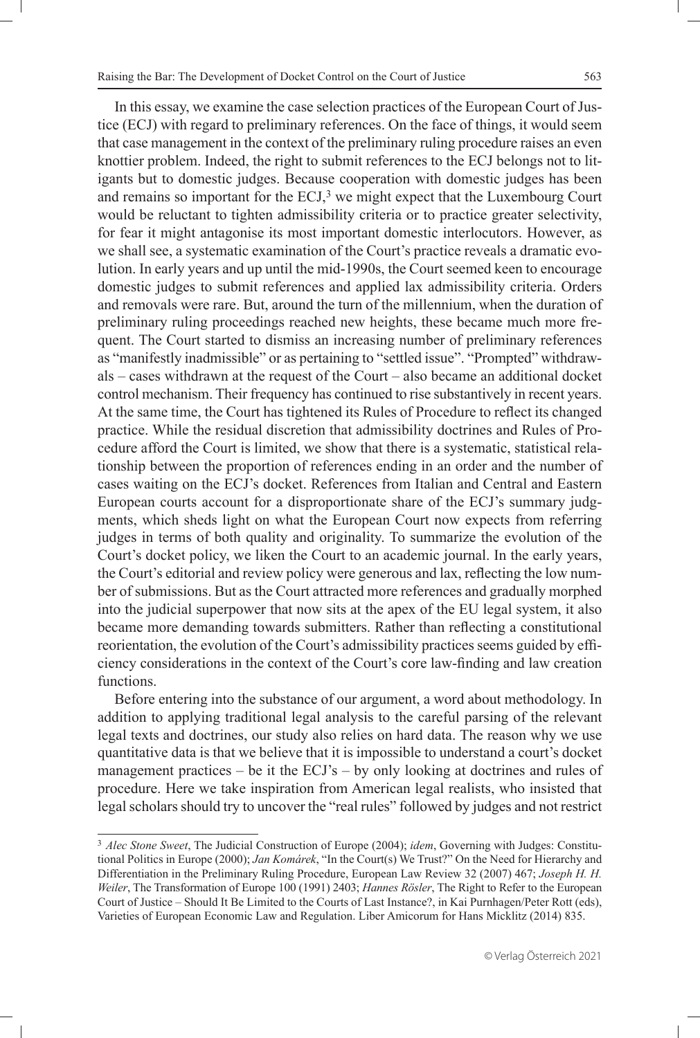In this essay, we examine the case selection practices of the European Court of Justice (ECJ) with regard to preliminary references. On the face of things, it would seem that case management in the context of the preliminary ruling procedure raises an even knottier problem. Indeed, the right to submit references to the ECJ belongs not to litigants but to domestic judges. Because cooperation with domestic judges has been and remains so important for the ECJ,[3] we might expect that the Luxembourg Court would be reluctant to tighten admissibility criteria or to practice greater selectivity, for fear it might antagonise its most important domestic interlocutors. However, as we shall see, a systematic examination of the Court's practice reveals a dramatic evolution. In early years and up until the mid-1990s, the Court seemed keen to encourage domestic judges to submit references and applied lax admissibility criteria. Orders and removals were rare. But, around the turn of the millennium, when the duration of preliminary ruling proceedings reached new heights, these became much more frequent. The Court started to dismiss an increasing number of preliminary references as "manifestly inadmissible" or as pertaining to "settled issue". "Prompted" withdrawals – cases withdrawn at the request of the Court – also became an additional docket control mechanism. Their frequency has continued to rise substantively in recent years. At the same time, the Court has tightened its Rules of Procedure to reflect its changed practice. While the residual discretion that admissibility doctrines and Rules of Procedure afford the Court is limited, we show that there is a systematic, statistical relationship between the proportion of references ending in an order and the number of cases waiting on the ECJ's docket. References from Italian and Central and Eastern European courts account for a disproportionate share of the ECJ's summary judgments, which sheds light on what the European Court now expects from referring judges in terms of both quality and originality. To summarize the evolution of the Court's docket policy, we liken the Court to an academic journal. In the early years, the Court's editorial and review policy were generous and lax, reflecting the low number of submissions. But as the Court attracted more references and gradually morphed into the judicial superpower that now sits at the apex of the EU legal system, it also became more demanding towards submitters. Rather than reflecting a constitutional reorientation, the evolution of the Court's admissibility practices seems guided by efficiency considerations in the context of the Court's core law-finding and law creation functions.

Before entering into the substance of our argument, a word about methodology. In addition to applying traditional legal analysis to the careful parsing of the relevant legal texts and doctrines, our study also relies on hard data. The reason why we use quantitative data is that we believe that it is impossible to understand a court's docket management practices – be it the ECJ's – by only looking at doctrines and rules of procedure. Here we take inspiration from American legal realists, who insisted that legal scholars should try to uncover the "real rules" followed by judges and not restrict

---

[3] *Alec Stone Sweet*, The Judicial Construction of Europe (2004); *idem*, Governing with Judges: Constitutional Politics in Europe (2000); *Jan Komárek*, "In the Court(s) We Trust?" On the Need for Hierarchy and Differentiation in the Preliminary Ruling Procedure, European Law Review 32 (2007) 467; *Joseph H. H. Weiler*, The Transformation of Europe 100 (1991) 2403; *Hannes Rösler*, The Right to Refer to the European Court of Justice – Should It Be Limited to the Courts of Last Instance?, in Kai Purnhagen/Peter Rott (eds), Varieties of European Economic Law and Regulation. Liber Amicorum for Hans Micklitz (2014) 835.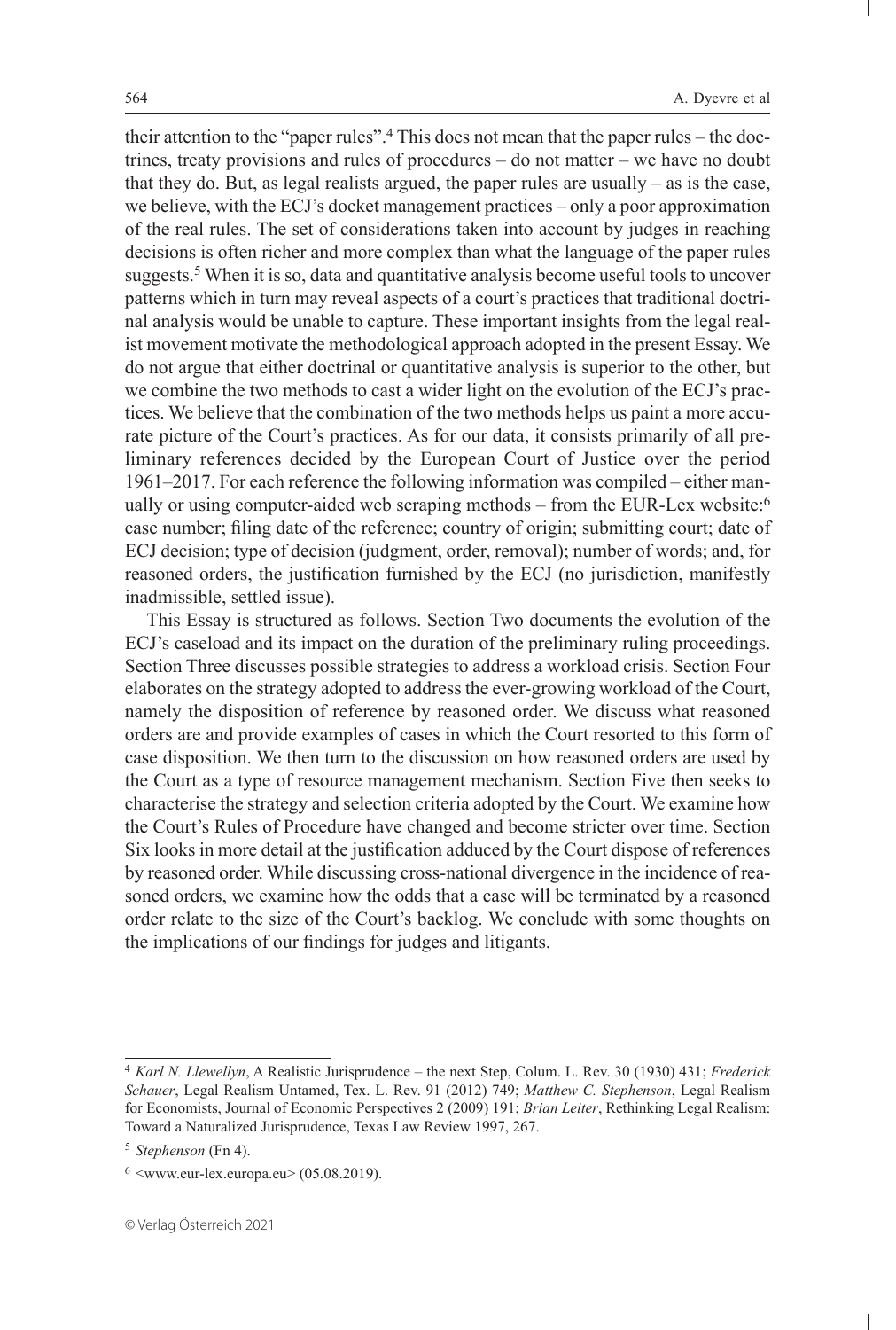their attention to the "paper rules".[4] This does not mean that the paper rules – the doctrines, treaty provisions and rules of procedures – do not matter – we have no doubt that they do. But, as legal realists argued, the paper rules are usually – as is the case, we believe, with the ECJ's docket management practices – only a poor approximation of the real rules. The set of considerations taken into account by judges in reaching decisions is often richer and more complex than what the language of the paper rules suggests.[5] When it is so, data and quantitative analysis become useful tools to uncover patterns which in turn may reveal aspects of a court's practices that traditional doctrinal analysis would be unable to capture. These important insights from the legal realist movement motivate the methodological approach adopted in the present Essay. We do not argue that either doctrinal or quantitative analysis is superior to the other, but we combine the two methods to cast a wider light on the evolution of the ECJ's practices. We believe that the combination of the two methods helps us paint a more accurate picture of the Court's practices. As for our data, it consists primarily of all preliminary references decided by the European Court of Justice over the period 1961–2017. For each reference the following information was compiled – either manually or using computer-aided web scraping methods – from the EUR-Lex website:[6] case number; filing date of the reference; country of origin; submitting court; date of ECJ decision; type of decision (judgment, order, removal); number of words; and, for reasoned orders, the justification furnished by the ECJ (no jurisdiction, manifestly inadmissible, settled issue).

This Essay is structured as follows. Section Two documents the evolution of the ECJ's caseload and its impact on the duration of the preliminary ruling proceedings. Section Three discusses possible strategies to address a workload crisis. Section Four elaborates on the strategy adopted to address the ever-growing workload of the Court, namely the disposition of reference by reasoned order. We discuss what reasoned orders are and provide examples of cases in which the Court resorted to this form of case disposition. We then turn to the discussion on how reasoned orders are used by the Court as a type of resource management mechanism. Section Five then seeks to characterise the strategy and selection criteria adopted by the Court. We examine how the Court's Rules of Procedure have changed and become stricter over time. Section Six looks in more detail at the justification adduced by the Court dispose of references by reasoned order. While discussing cross-national divergence in the incidence of reasoned orders, we examine how the odds that a case will be terminated by a reasoned order relate to the size of the Court's backlog. We conclude with some thoughts on the implications of our findings for judges and litigants.

---

[4] *Karl N. Llewellyn*, A Realistic Jurisprudence – the next Step, Colum. L. Rev. 30 (1930) 431; *Frederick Schauer*, Legal Realism Untamed, Tex. L. Rev. 91 (2012) 749; *Matthew C. Stephenson*, Legal Realism for Economists, Journal of Economic Perspectives 2 (2009) 191; *Brian Leiter*, Rethinking Legal Realism: Toward a Naturalized Jurisprudence, Texas Law Review 1997, 267.

[5] *Stephenson* (Fn 4).

[6] <www.eur-lex.europa.eu> (05.08.2019).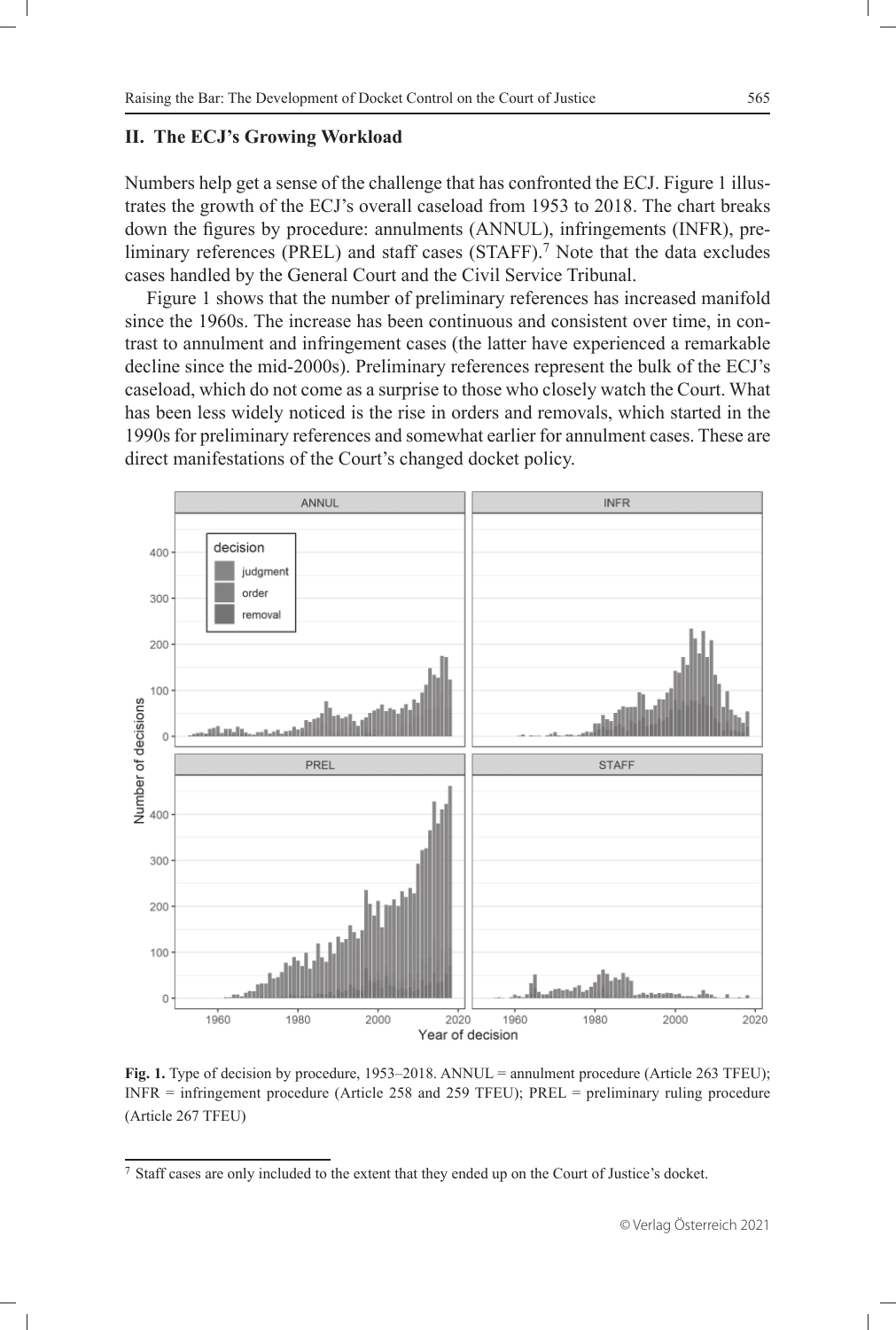## II. The ECJ's Growing Workload

Numbers help get a sense of the challenge that has confronted the ECJ. Figure 1 illustrates the growth of the ECJ's overall caseload from 1953 to 2018. The chart breaks down the figures by procedure: annulments (ANNUL), infringements (INFR), preliminary references (PREL) and staff cases (STAFF).[7] Note that the data excludes cases handled by the General Court and the Civil Service Tribunal.

Figure 1 shows that the number of preliminary references has increased manifold since the 1960s. The increase has been continuous and consistent over time, in contrast to annulment and infringement cases (the latter have experienced a remarkable decline since the mid-2000s). Preliminary references represent the bulk of the ECJ's caseload, which do not come as a surprise to those who closely watch the Court. What has been less widely noticed is the rise in orders and removals, which started in the 1990s for preliminary references and somewhat earlier for annulment cases. These are direct manifestations of the Court's changed docket policy.

**Fig. 1.** Type of decision by procedure, 1953–2018. ANNUL = annulment procedure (Article 263 TFEU); INFR = infringement procedure (Article 258 and 259 TFEU); PREL = preliminary ruling procedure (Article 267 TFEU)

[7] Staff cases are only included to the extent that they ended up on the Court of Justice's docket.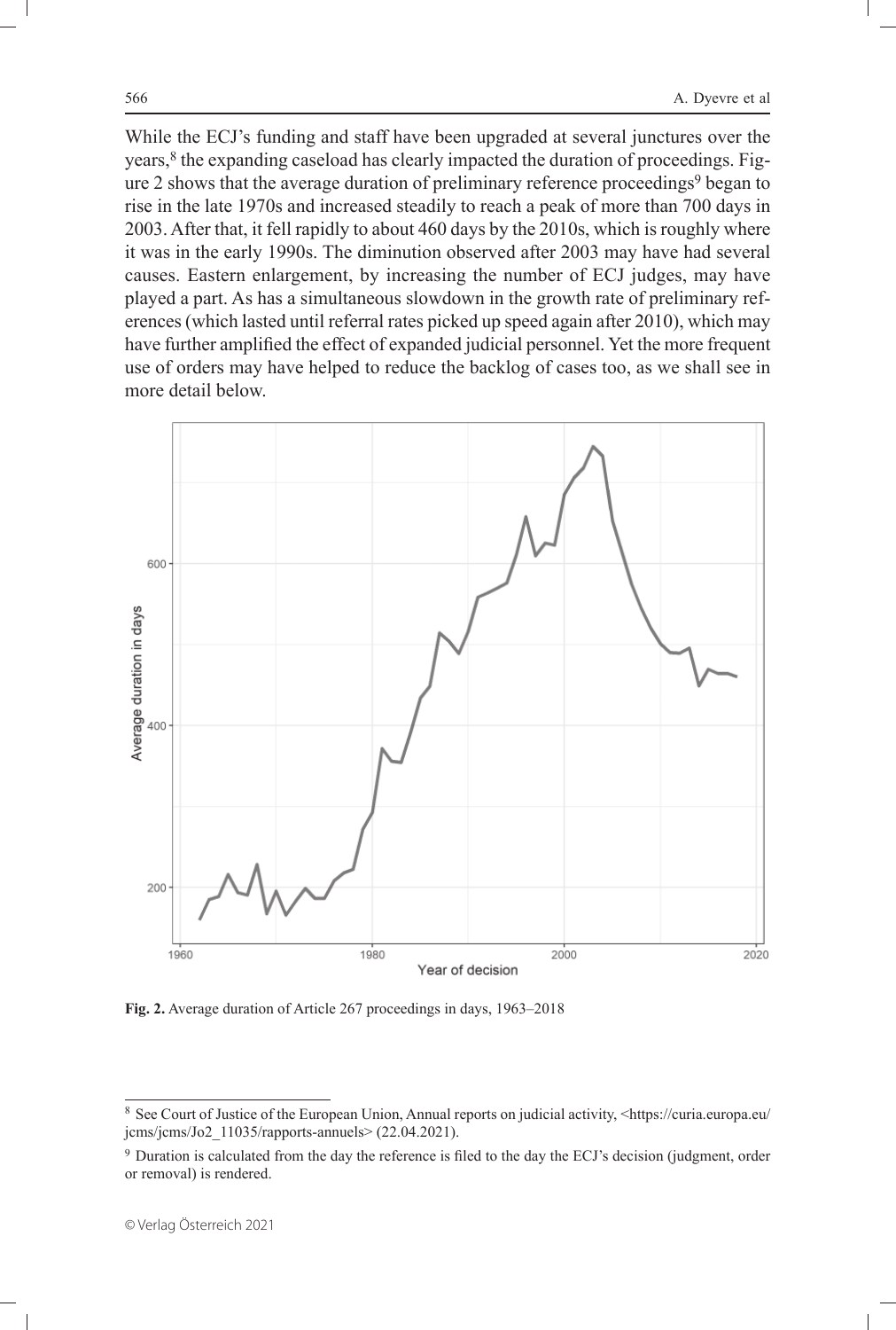While the ECJ's funding and staff have been upgraded at several junctures over the years,[8] the expanding caseload has clearly impacted the duration of proceedings. Figure 2 shows that the average duration of preliminary reference proceedings[9] began to rise in the late 1970s and increased steadily to reach a peak of more than 700 days in 2003. After that, it fell rapidly to about 460 days by the 2010s, which is roughly where it was in the early 1990s. The diminution observed after 2003 may have had several causes. Eastern enlargement, by increasing the number of ECJ judges, may have played a part. As has a simultaneous slowdown in the growth rate of preliminary references (which lasted until referral rates picked up speed again after 2010), which may have further amplified the effect of expanded judicial personnel. Yet the more frequent use of orders may have helped to reduce the backlog of cases too, as we shall see in more detail below.

**Fig. 2.** Average duration of Article 267 proceedings in days, 1963–2018

[8] See Court of Justice of the European Union, Annual reports on judicial activity, <https://curia.europa.eu/jcms/jcms/Jo2_11035/rapports-annuels> (22.04.2021).

[9] Duration is calculated from the day the reference is filed to the day the ECJ's decision (judgment, order or removal) is rendered.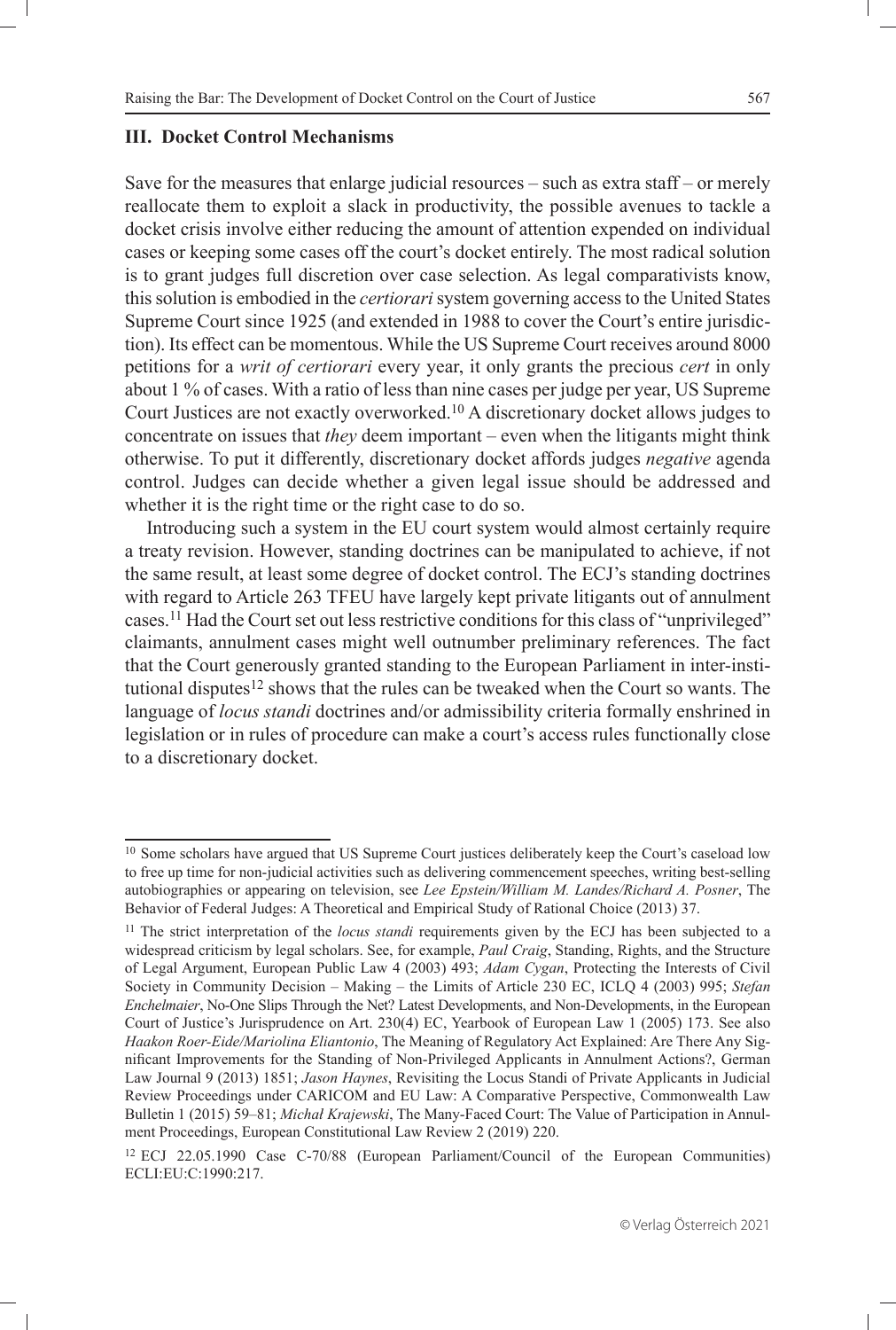## III. Docket Control Mechanisms

Save for the measures that enlarge judicial resources – such as extra staff – or merely reallocate them to exploit a slack in productivity, the possible avenues to tackle a docket crisis involve either reducing the amount of attention expended on individual cases or keeping some cases off the court's docket entirely. The most radical solution is to grant judges full discretion over case selection. As legal comparativists know, this solution is embodied in the *certiorari* system governing access to the United States Supreme Court since 1925 (and extended in 1988 to cover the Court's entire jurisdiction). Its effect can be momentous. While the US Supreme Court receives around 8000 petitions for a *writ of certiorari* every year, it only grants the precious *cert* in only about 1 % of cases. With a ratio of less than nine cases per judge per year, US Supreme Court Justices are not exactly overworked.[10] A discretionary docket allows judges to concentrate on issues that *they* deem important – even when the litigants might think otherwise. To put it differently, discretionary docket affords judges *negative* agenda control. Judges can decide whether a given legal issue should be addressed and whether it is the right time or the right case to do so.

Introducing such a system in the EU court system would almost certainly require a treaty revision. However, standing doctrines can be manipulated to achieve, if not the same result, at least some degree of docket control. The ECJ's standing doctrines with regard to Article 263 TFEU have largely kept private litigants out of annulment cases.[11] Had the Court set out less restrictive conditions for this class of "unprivileged" claimants, annulment cases might well outnumber preliminary references. The fact that the Court generously granted standing to the European Parliament in inter-institutional disputes[12] shows that the rules can be tweaked when the Court so wants. The language of *locus standi* doctrines and/or admissibility criteria formally enshrined in legislation or in rules of procedure can make a court's access rules functionally close to a discretionary docket.

---

[10] Some scholars have argued that US Supreme Court justices deliberately keep the Court's caseload low to free up time for non-judicial activities such as delivering commencement speeches, writing best-selling autobiographies or appearing on television, see *Lee Epstein/William M. Landes/Richard A. Posner*, The Behavior of Federal Judges: A Theoretical and Empirical Study of Rational Choice (2013) 37.

[11] The strict interpretation of the *locus standi* requirements given by the ECJ has been subjected to a widespread criticism by legal scholars. See, for example, *Paul Craig*, Standing, Rights, and the Structure of Legal Argument, European Public Law 4 (2003) 493; *Adam Cygan*, Protecting the Interests of Civil Society in Community Decision – Making – the Limits of Article 230 EC, ICLQ 4 (2003) 995; *Stefan Enchelmaier*, No-One Slips Through the Net? Latest Developments, and Non-Developments, in the European Court of Justice's Jurisprudence on Art. 230(4) EC, Yearbook of European Law 1 (2005) 173. See also *Haakon Roer-Eide/Mariolina Eliantonio*, The Meaning of Regulatory Act Explained: Are There Any Significant Improvements for the Standing of Non-Privileged Applicants in Annulment Actions?, German Law Journal 9 (2013) 1851; *Jason Haynes*, Revisiting the Locus Standi of Private Applicants in Judicial Review Proceedings under CARICOM and EU Law: A Comparative Perspective, Commonwealth Law Bulletin 1 (2015) 59–81; *Michał Krajewski*, The Many-Faced Court: The Value of Participation in Annulment Proceedings, European Constitutional Law Review 2 (2019) 220.

[12] ECJ 22.05.1990 Case C-70/88 (European Parliament/Council of the European Communities) ECLI:EU:C:1990:217.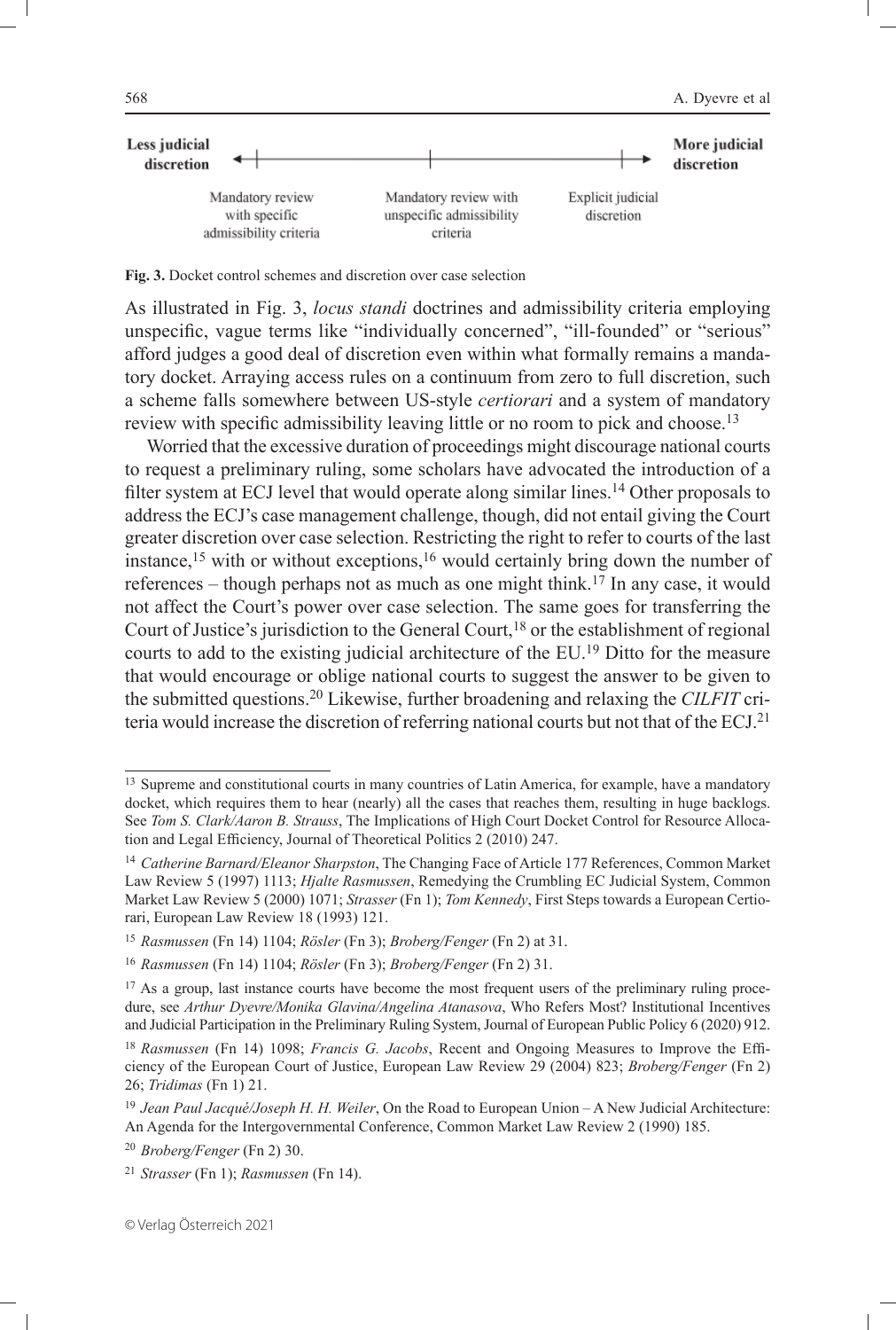Less judicial discretion ←——|——————|——————|——→ More judicial discretion

Mandatory review with specific admissibility criteria | Mandatory review with unspecific admissibility criteria | Explicit judicial discretion

**Fig. 3.** Docket control schemes and discretion over case selection

As illustrated in Fig. 3, *locus standi* doctrines and admissibility criteria employing unspecific, vague terms like "individually concerned", "ill-founded" or "serious" afford judges a good deal of discretion even within what formally remains a mandatory docket. Arraying access rules on a continuum from zero to full discretion, such a scheme falls somewhere between US-style *certiorari* and a system of mandatory review with specific admissibility leaving little or no room to pick and choose.[13]

Worried that the excessive duration of proceedings might discourage national courts to request a preliminary ruling, some scholars have advocated the introduction of a filter system at ECJ level that would operate along similar lines.[14] Other proposals to address the ECJ's case management challenge, though, did not entail giving the Court greater discretion over case selection. Restricting the right to refer to courts of the last instance,[15] with or without exceptions,[16] would certainly bring down the number of references – though perhaps not as much as one might think.[17] In any case, it would not affect the Court's power over case selection. The same goes for transferring the Court of Justice's jurisdiction to the General Court,[18] or the establishment of regional courts to add to the existing judicial architecture of the EU.[19] Ditto for the measure that would encourage or oblige national courts to suggest the answer to be given to the submitted questions.[20] Likewise, further broadening and relaxing the *CILFIT* criteria would increase the discretion of referring national courts but not that of the ECJ.[21]

---

[13] Supreme and constitutional courts in many countries of Latin America, for example, have a mandatory docket, which requires them to hear (nearly) all the cases that reaches them, resulting in huge backlogs. See *Tom S. Clark/Aaron B. Strauss*, The Implications of High Court Docket Control for Resource Allocation and Legal Efficiency, Journal of Theoretical Politics 2 (2010) 247.

[14] *Catherine Barnard/Eleanor Sharpston*, The Changing Face of Article 177 References, Common Market Law Review 5 (1997) 1113; *Hjalte Rasmussen*, Remedying the Crumbling EC Judicial System, Common Market Law Review 5 (2000) 1071; *Strasser* (Fn 1); *Tom Kennedy*, First Steps towards a European Certiorari, European Law Review 18 (1993) 121.

[15] *Rasmussen* (Fn 14) 1104; *Rösler* (Fn 3); *Broberg/Fenger* (Fn 2) at 31.

[16] *Rasmussen* (Fn 14) 1104; *Rösler* (Fn 3); *Broberg/Fenger* (Fn 2) 31.

[17] As a group, last instance courts have become the most frequent users of the preliminary ruling procedure, see *Arthur Dyevre/Monika Glavina/Angelina Atanasova*, Who Refers Most? Institutional Incentives and Judicial Participation in the Preliminary Ruling System, Journal of European Public Policy 6 (2020) 912.

[18] *Rasmussen* (Fn 14) 1098; *Francis G. Jacobs*, Recent and Ongoing Measures to Improve the Efficiency of the European Court of Justice, European Law Review 29 (2004) 823; *Broberg/Fenger* (Fn 2) 26; *Tridimas* (Fn 1) 21.

[19] *Jean Paul Jacqué/Joseph H. H. Weiler*, On the Road to European Union – A New Judicial Architecture: An Agenda for the Intergovernmental Conference, Common Market Law Review 2 (1990) 185.

[20] *Broberg/Fenger* (Fn 2) 30.

[21] *Strasser* (Fn 1); *Rasmussen* (Fn 14).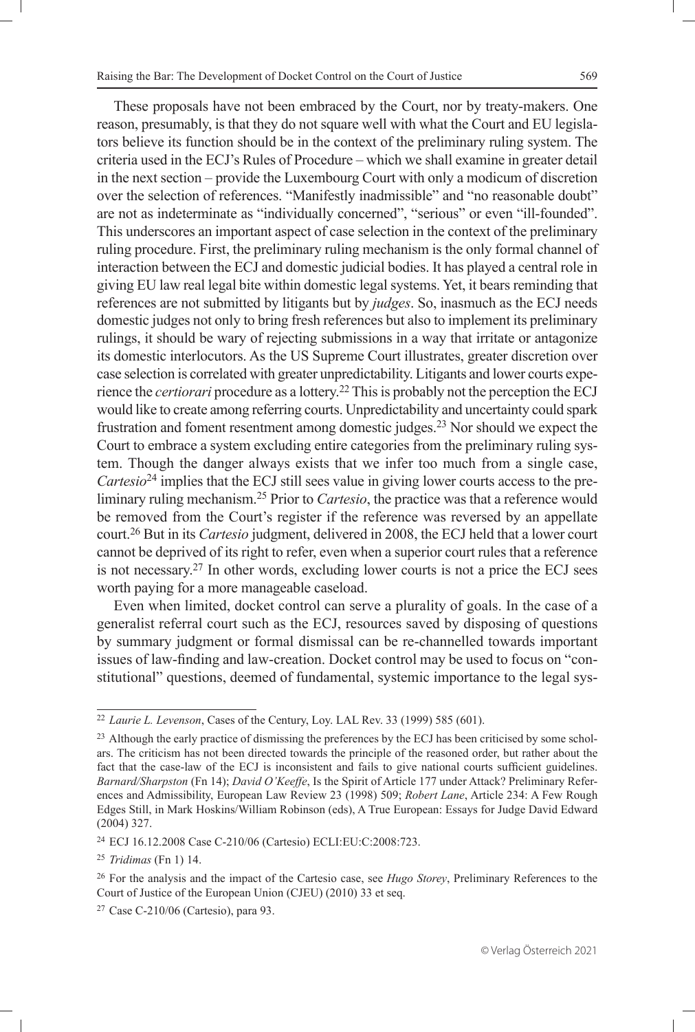These proposals have not been embraced by the Court, nor by treaty-makers. One reason, presumably, is that they do not square well with what the Court and EU legislators believe its function should be in the context of the preliminary ruling system. The criteria used in the ECJ's Rules of Procedure – which we shall examine in greater detail in the next section – provide the Luxembourg Court with only a modicum of discretion over the selection of references. "Manifestly inadmissible" and "no reasonable doubt" are not as indeterminate as "individually concerned", "serious" or even "ill-founded". This underscores an important aspect of case selection in the context of the preliminary ruling procedure. First, the preliminary ruling mechanism is the only formal channel of interaction between the ECJ and domestic judicial bodies. It has played a central role in giving EU law real legal bite within domestic legal systems. Yet, it bears reminding that references are not submitted by litigants but by *judges*. So, inasmuch as the ECJ needs domestic judges not only to bring fresh references but also to implement its preliminary rulings, it should be wary of rejecting submissions in a way that irritate or antagonize its domestic interlocutors. As the US Supreme Court illustrates, greater discretion over case selection is correlated with greater unpredictability. Litigants and lower courts experience the *certiorari* procedure as a lottery.[22] This is probably not the perception the ECJ would like to create among referring courts. Unpredictability and uncertainty could spark frustration and foment resentment among domestic judges.[23] Nor should we expect the Court to embrace a system excluding entire categories from the preliminary ruling system. Though the danger always exists that we infer too much from a single case, *Cartesio*[24] implies that the ECJ still sees value in giving lower courts access to the preliminary ruling mechanism.[25] Prior to *Cartesio*, the practice was that a reference would be removed from the Court's register if the reference was reversed by an appellate court.[26] But in its *Cartesio* judgment, delivered in 2008, the ECJ held that a lower court cannot be deprived of its right to refer, even when a superior court rules that a reference is not necessary.[27] In other words, excluding lower courts is not a price the ECJ sees worth paying for a more manageable caseload.

Even when limited, docket control can serve a plurality of goals. In the case of a generalist referral court such as the ECJ, resources saved by disposing of questions by summary judgment or formal dismissal can be re-channelled towards important issues of law-finding and law-creation. Docket control may be used to focus on "constitutional" questions, deemed of fundamental, systemic importance to the legal sys-

---

[22] *Laurie L. Levenson*, Cases of the Century, Loy. LAL Rev. 33 (1999) 585 (601).

[23] Although the early practice of dismissing the preferences by the ECJ has been criticised by some scholars. The criticism has not been directed towards the principle of the reasoned order, but rather about the fact that the case-law of the ECJ is inconsistent and fails to give national courts sufficient guidelines. *Barnard/Sharpston* (Fn 14); *David O'Keeffe*, Is the Spirit of Article 177 under Attack? Preliminary References and Admissibility, European Law Review 23 (1998) 509; *Robert Lane*, Article 234: A Few Rough Edges Still, in Mark Hoskins/William Robinson (eds), A True European: Essays for Judge David Edward (2004) 327.

[24] ECJ 16.12.2008 Case C-210/06 (Cartesio) ECLI:EU:C:2008:723.

[25] *Tridimas* (Fn 1) 14.

[26] For the analysis and the impact of the Cartesio case, see *Hugo Storey*, Preliminary References to the Court of Justice of the European Union (CJEU) (2010) 33 et seq.

[27] Case C-210/06 (Cartesio), para 93.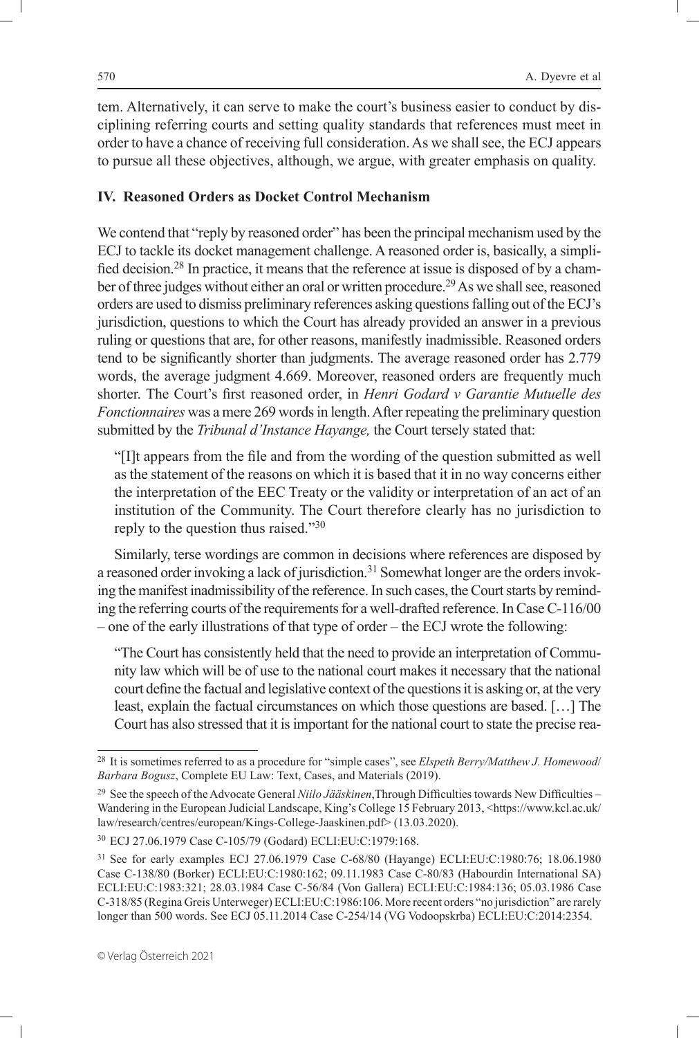tem. Alternatively, it can serve to make the court's business easier to conduct by disciplining referring courts and setting quality standards that references must meet in order to have a chance of receiving full consideration. As we shall see, the ECJ appears to pursue all these objectives, although, we argue, with greater emphasis on quality.

## IV. Reasoned Orders as Docket Control Mechanism

We contend that "reply by reasoned order" has been the principal mechanism used by the ECJ to tackle its docket management challenge. A reasoned order is, basically, a simplified decision.[28] In practice, it means that the reference at issue is disposed of by a chamber of three judges without either an oral or written procedure.[29] As we shall see, reasoned orders are used to dismiss preliminary references asking questions falling out of the ECJ's jurisdiction, questions to which the Court has already provided an answer in a previous ruling or questions that are, for other reasons, manifestly inadmissible. Reasoned orders tend to be significantly shorter than judgments. The average reasoned order has 2.779 words, the average judgment 4.669. Moreover, reasoned orders are frequently much shorter. The Court's first reasoned order, in *Henri Godard v Garantie Mutuelle des Fonctionnaires* was a mere 269 words in length. After repeating the preliminary question submitted by the *Tribunal d'Instance Hayange,* the Court tersely stated that:

> "[I]t appears from the file and from the wording of the question submitted as well as the statement of the reasons on which it is based that it in no way concerns either the interpretation of the EEC Treaty or the validity or interpretation of an act of an institution of the Community. The Court therefore clearly has no jurisdiction to reply to the question thus raised."[30]

Similarly, terse wordings are common in decisions where references are disposed by a reasoned order invoking a lack of jurisdiction.[31] Somewhat longer are the orders invoking the manifest inadmissibility of the reference. In such cases, the Court starts by reminding the referring courts of the requirements for a well-drafted reference. In Case C-116/00 – one of the early illustrations of that type of order – the ECJ wrote the following:

> "The Court has consistently held that the need to provide an interpretation of Community law which will be of use to the national court makes it necessary that the national court define the factual and legislative context of the questions it is asking or, at the very least, explain the factual circumstances on which those questions are based. […] The Court has also stressed that it is important for the national court to state the precise rea-

---

[28] It is sometimes referred to as a procedure for "simple cases", see *Elspeth Berry/Matthew J. Homewood/Barbara Bogusz*, Complete EU Law: Text, Cases, and Materials (2019).

[29] See the speech of the Advocate General *Niilo Jääskinen*,Through Difficulties towards New Difficulties – Wandering in the European Judicial Landscape, King's College 15 February 2013, <https://www.kcl.ac.uk/law/research/centres/european/Kings-College-Jaaskinen.pdf> (13.03.2020).

[30] ECJ 27.06.1979 Case C-105/79 (Godard) ECLI:EU:C:1979:168.

[31] See for early examples ECJ 27.06.1979 Case C-68/80 (Hayange) ECLI:EU:C:1980:76; 18.06.1980 Case C-138/80 (Borker) ECLI:EU:C:1980:162; 09.11.1983 Case C-80/83 (Habourdin International SA) ECLI:EU:C:1983:321; 28.03.1984 Case C-56/84 (Von Gallera) ECLI:EU:C:1984:136; 05.03.1986 Case C-318/85 (Regina Greis Unterweger) ECLI:EU:C:1986:106. More recent orders "no jurisdiction" are rarely longer than 500 words. See ECJ 05.11.2014 Case C-254/14 (VG Vodoopskrba) ECLI:EU:C:2014:2354.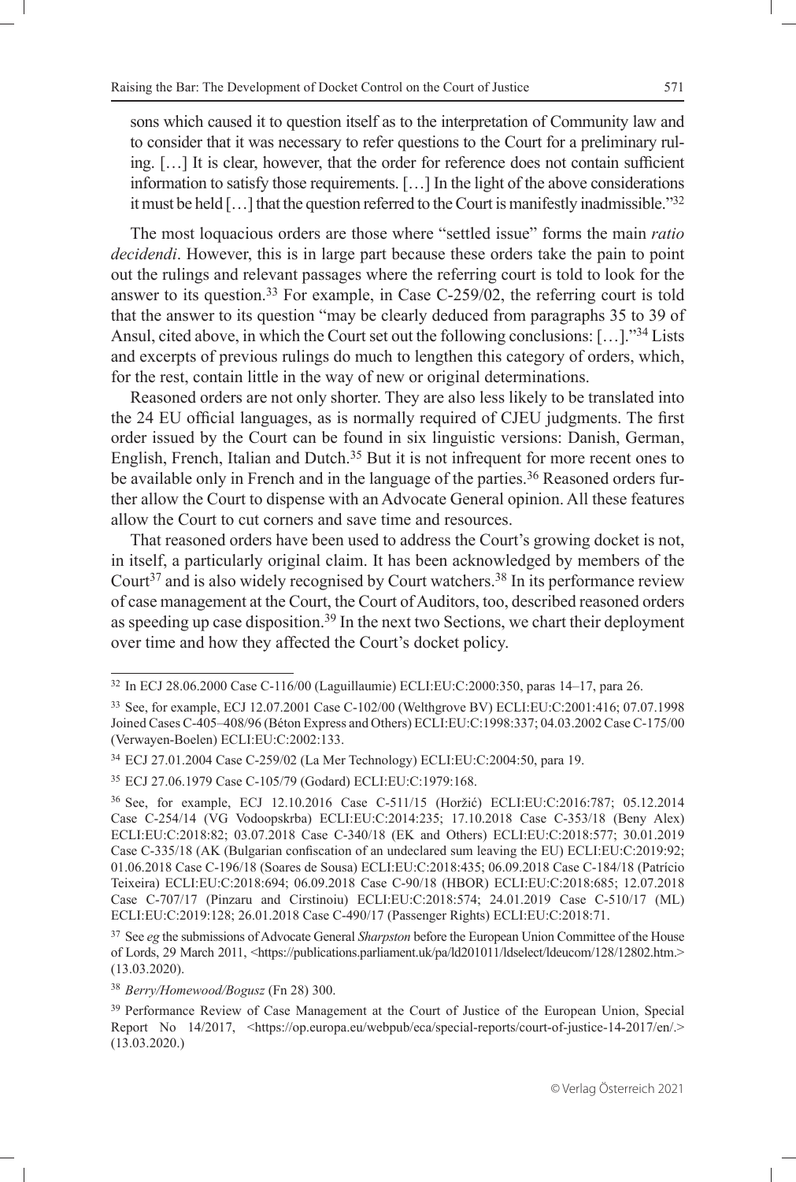sons which caused it to question itself as to the interpretation of Community law and to consider that it was necessary to refer questions to the Court for a preliminary ruling. […] It is clear, however, that the order for reference does not contain sufficient information to satisfy those requirements. […] In the light of the above considerations it must be held […] that the question referred to the Court is manifestly inadmissible."[32]

The most loquacious orders are those where "settled issue" forms the main *ratio decidendi*. However, this is in large part because these orders take the pain to point out the rulings and relevant passages where the referring court is told to look for the answer to its question.[33] For example, in Case C-259/02, the referring court is told that the answer to its question "may be clearly deduced from paragraphs 35 to 39 of Ansul, cited above, in which the Court set out the following conclusions: […]."[34] Lists and excerpts of previous rulings do much to lengthen this category of orders, which, for the rest, contain little in the way of new or original determinations.

Reasoned orders are not only shorter. They are also less likely to be translated into the 24 EU official languages, as is normally required of CJEU judgments. The first order issued by the Court can be found in six linguistic versions: Danish, German, English, French, Italian and Dutch.[35] But it is not infrequent for more recent ones to be available only in French and in the language of the parties.[36] Reasoned orders further allow the Court to dispense with an Advocate General opinion. All these features allow the Court to cut corners and save time and resources.

That reasoned orders have been used to address the Court's growing docket is not, in itself, a particularly original claim. It has been acknowledged by members of the Court[37] and is also widely recognised by Court watchers.[38] In its performance review of case management at the Court, the Court of Auditors, too, described reasoned orders as speeding up case disposition.[39] In the next two Sections, we chart their deployment over time and how they affected the Court's docket policy.

---

[32] In ECJ 28.06.2000 Case C-116/00 (Laguillaumie) ECLI:EU:C:2000:350, paras 14–17, para 26.

[33] See, for example, ECJ 12.07.2001 Case C-102/00 (Welthgrove BV) ECLI:EU:C:2001:416; 07.07.1998 Joined Cases C-405–408/96 (Béton Express and Others) ECLI:EU:C:1998:337; 04.03.2002 Case C-175/00 (Verwayen-Boelen) ECLI:EU:C:2002:133.

[34] ECJ 27.01.2004 Case C-259/02 (La Mer Technology) ECLI:EU:C:2004:50, para 19.

[35] ECJ 27.06.1979 Case C-105/79 (Godard) ECLI:EU:C:1979:168.

[36] See, for example, ECJ 12.10.2016 Case C-511/15 (Horžić) ECLI:EU:C:2016:787; 05.12.2014 Case C-254/14 (VG Vodoopskrba) ECLI:EU:C:2014:235; 17.10.2018 Case C-353/18 (Beny Alex) ECLI:EU:C:2018:82; 03.07.2018 Case C-340/18 (EK and Others) ECLI:EU:C:2018:577; 30.01.2019 Case C-335/18 (AK (Bulgarian confiscation of an undeclared sum leaving the EU) ECLI:EU:C:2019:92; 01.06.2018 Case C-196/18 (Soares de Sousa) ECLI:EU:C:2018:435; 06.09.2018 Case C-184/18 (Patrício Teixeira) ECLI:EU:C:2018:694; 06.09.2018 Case C-90/18 (HBOR) ECLI:EU:C:2018:685; 12.07.2018 Case C-707/17 (Pinzaru and Cirstinoiu) ECLI:EU:C:2018:574; 24.01.2019 Case C-510/17 (ML) ECLI:EU:C:2019:128; 26.01.2018 Case C-490/17 (Passenger Rights) ECLI:EU:C:2018:71.

[37] See *eg* the submissions of Advocate General *Sharpston* before the European Union Committee of the House of Lords, 29 March 2011, <https://publications.parliament.uk/pa/ld201011/ldselect/ldeucom/128/12802.htm.> (13.03.2020).

[38] *Berry/Homewood/Bogusz* (Fn 28) 300.

[39] Performance Review of Case Management at the Court of Justice of the European Union, Special Report No 14/2017, <https://op.europa.eu/webpub/eca/special-reports/court-of-justice-14-2017/en/.> (13.03.2020.)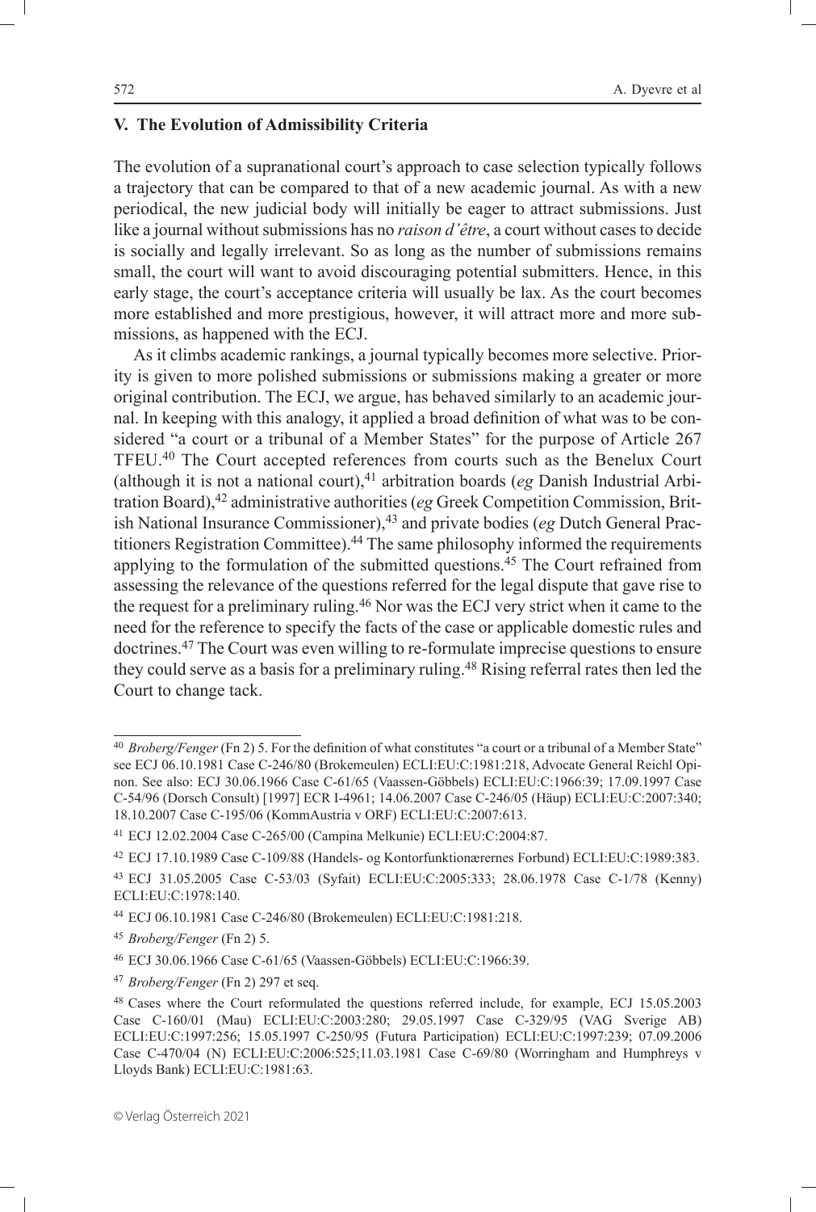## V. The Evolution of Admissibility Criteria

The evolution of a supranational court's approach to case selection typically follows a trajectory that can be compared to that of a new academic journal. As with a new periodical, the new judicial body will initially be eager to attract submissions. Just like a journal without submissions has no *raison d'être*, a court without cases to decide is socially and legally irrelevant. So as long as the number of submissions remains small, the court will want to avoid discouraging potential submitters. Hence, in this early stage, the court's acceptance criteria will usually be lax. As the court becomes more established and more prestigious, however, it will attract more and more submissions, as happened with the ECJ.

As it climbs academic rankings, a journal typically becomes more selective. Priority is given to more polished submissions or submissions making a greater or more original contribution. The ECJ, we argue, has behaved similarly to an academic journal. In keeping with this analogy, it applied a broad definition of what was to be considered "a court or a tribunal of a Member States" for the purpose of Article 267 TFEU.[40] The Court accepted references from courts such as the Benelux Court (although it is not a national court),[41] arbitration boards (*eg* Danish Industrial Arbitration Board),[42] administrative authorities (*eg* Greek Competition Commission, British National Insurance Commissioner),[43] and private bodies (*eg* Dutch General Practitioners Registration Committee).[44] The same philosophy informed the requirements applying to the formulation of the submitted questions.[45] The Court refrained from assessing the relevance of the questions referred for the legal dispute that gave rise to the request for a preliminary ruling.[46] Nor was the ECJ very strict when it came to the need for the reference to specify the facts of the case or applicable domestic rules and doctrines.[47] The Court was even willing to re-formulate imprecise questions to ensure they could serve as a basis for a preliminary ruling.[48] Rising referral rates then led the Court to change tack.

---

[40] *Broberg/Fenger* (Fn 2) 5. For the definition of what constitutes "a court or a tribunal of a Member State" see ECJ 06.10.1981 Case C-246/80 (Brokemeulen) ECLI:EU:C:1981:218, Advocate General Reichl Opinon. See also: ECJ 30.06.1966 Case C-61/65 (Vaassen-Göbbels) ECLI:EU:C:1966:39; 17.09.1997 Case C-54/96 (Dorsch Consult) [1997] ECR I-4961; 14.06.2007 Case C-246/05 (Häup) ECLI:EU:C:2007:340; 18.10.2007 Case C-195/06 (KommAustria v ORF) ECLI:EU:C:2007:613.

[41] ECJ 12.02.2004 Case C-265/00 (Campina Melkunie) ECLI:EU:C:2004:87.

[42] ECJ 17.10.1989 Case C-109/88 (Handels- og Kontorfunktionærernes Forbund) ECLI:EU:C:1989:383.

[43] ECJ 31.05.2005 Case C-53/03 (Syfait) ECLI:EU:C:2005:333; 28.06.1978 Case C-1/78 (Kenny) ECLI:EU:C:1978:140.

[44] ECJ 06.10.1981 Case C-246/80 (Brokemeulen) ECLI:EU:C:1981:218.

[45] *Broberg/Fenger* (Fn 2) 5.

[46] ECJ 30.06.1966 Case C-61/65 (Vaassen-Göbbels) ECLI:EU:C:1966:39.

[47] *Broberg/Fenger* (Fn 2) 297 et seq.

[48] Cases where the Court reformulated the questions referred include, for example, ECJ 15.05.2003 Case C-160/01 (Mau) ECLI:EU:C:2003:280; 29.05.1997 Case C-329/95 (VAG Sverige AB) ECLI:EU:C:1997:256; 15.05.1997 C-250/95 (Futura Participation) ECLI:EU:C:1997:239; 07.09.2006 Case C-470/04 (N) ECLI:EU:C:2006:525;11.03.1981 Case C-69/80 (Worringham and Humphreys v Lloyds Bank) ECLI:EU:C:1981:63.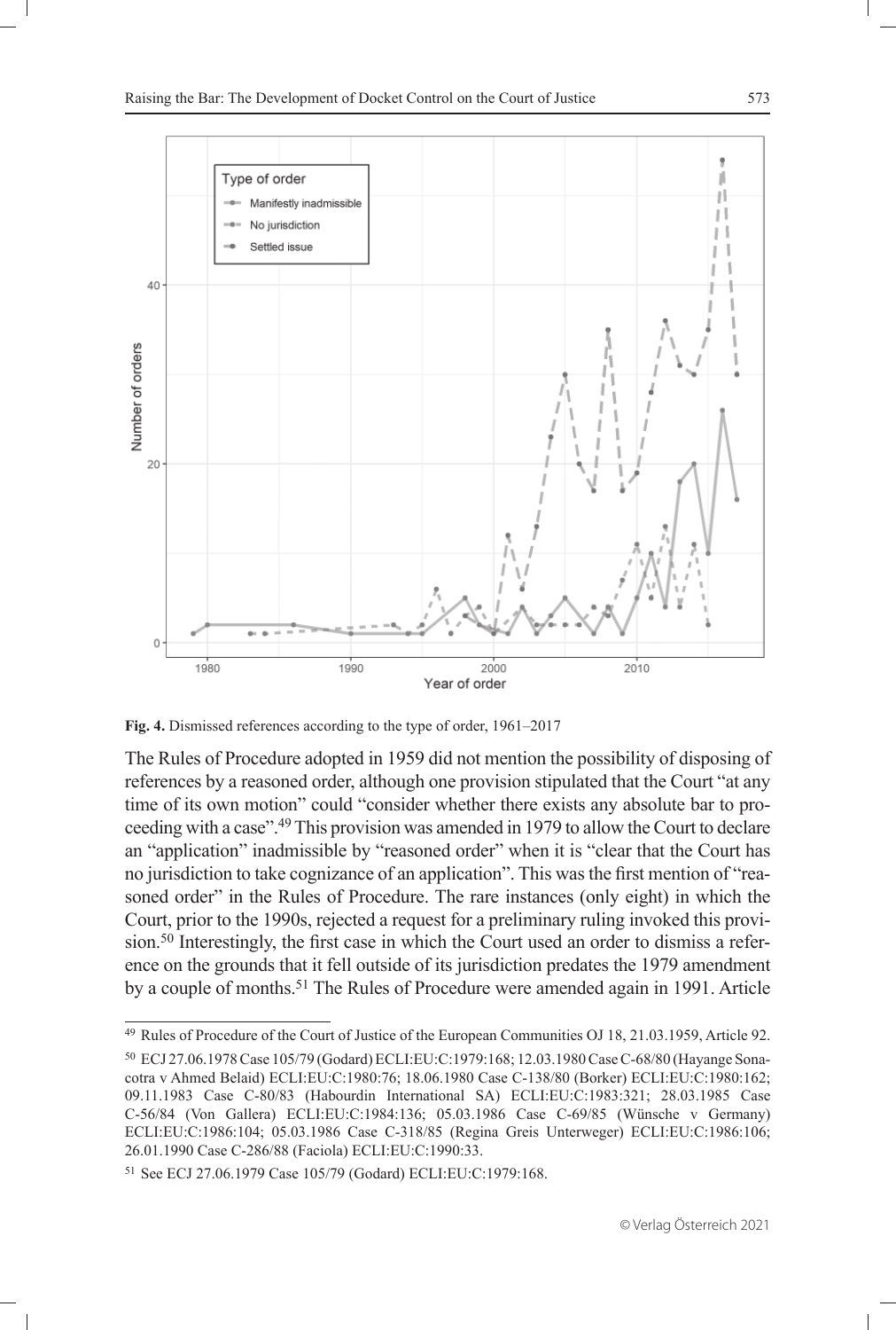**Fig. 4.** Dismissed references according to the type of order, 1961–2017

The Rules of Procedure adopted in 1959 did not mention the possibility of disposing of references by a reasoned order, although one provision stipulated that the Court "at any time of its own motion" could "consider whether there exists any absolute bar to proceeding with a case".[49] This provision was amended in 1979 to allow the Court to declare an "application" inadmissible by "reasoned order" when it is "clear that the Court has no jurisdiction to take cognizance of an application". This was the first mention of "reasoned order" in the Rules of Procedure. The rare instances (only eight) in which the Court, prior to the 1990s, rejected a request for a preliminary ruling invoked this provision.[50] Interestingly, the first case in which the Court used an order to dismiss a reference on the grounds that it fell outside of its jurisdiction predates the 1979 amendment by a couple of months.[51] The Rules of Procedure were amended again in 1991. Article

---

[49] Rules of Procedure of the Court of Justice of the European Communities OJ 18, 21.03.1959, Article 92.

[50] ECJ 27.06.1978 Case 105/79 (Godard) ECLI:EU:C:1979:168; 12.03.1980 Case C-68/80 (Hayange Sonacotra v Ahmed Belaid) ECLI:EU:C:1980:76; 18.06.1980 Case C-138/80 (Borker) ECLI:EU:C:1980:162; 09.11.1983 Case C-80/83 (Habourdin International SA) ECLI:EU:C:1983:321; 28.03.1985 Case C-56/84 (Von Gallera) ECLI:EU:C:1984:136; 05.03.1986 Case C-69/85 (Wünsche v Germany) ECLI:EU:C:1986:104; 05.03.1986 Case C-318/85 (Regina Greis Unterweger) ECLI:EU:C:1986:106; 26.01.1990 Case C-286/88 (Faciola) ECLI:EU:C:1990:33.

[51] See ECJ 27.06.1979 Case 105/79 (Godard) ECLI:EU:C:1979:168.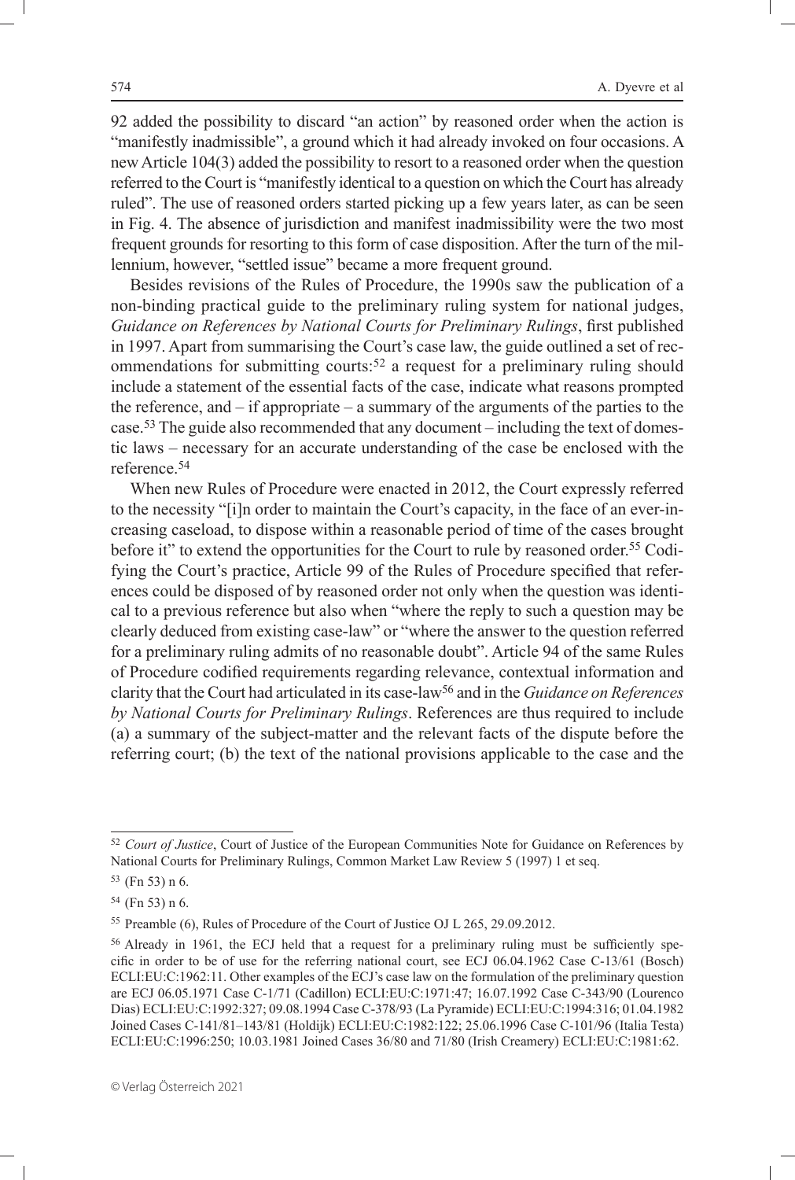92 added the possibility to discard "an action" by reasoned order when the action is "manifestly inadmissible", a ground which it had already invoked on four occasions. A new Article 104(3) added the possibility to resort to a reasoned order when the question referred to the Court is "manifestly identical to a question on which the Court has already ruled". The use of reasoned orders started picking up a few years later, as can be seen in Fig. 4. The absence of jurisdiction and manifest inadmissibility were the two most frequent grounds for resorting to this form of case disposition. After the turn of the millennium, however, "settled issue" became a more frequent ground.

Besides revisions of the Rules of Procedure, the 1990s saw the publication of a non-binding practical guide to the preliminary ruling system for national judges, *Guidance on References by National Courts for Preliminary Rulings*, first published in 1997. Apart from summarising the Court's case law, the guide outlined a set of recommendations for submitting courts:[52] a request for a preliminary ruling should include a statement of the essential facts of the case, indicate what reasons prompted the reference, and – if appropriate – a summary of the arguments of the parties to the case.[53] The guide also recommended that any document – including the text of domestic laws – necessary for an accurate understanding of the case be enclosed with the reference.[54]

When new Rules of Procedure were enacted in 2012, the Court expressly referred to the necessity "[i]n order to maintain the Court's capacity, in the face of an ever-increasing caseload, to dispose within a reasonable period of time of the cases brought before it" to extend the opportunities for the Court to rule by reasoned order.[55] Codifying the Court's practice, Article 99 of the Rules of Procedure specified that references could be disposed of by reasoned order not only when the question was identical to a previous reference but also when "where the reply to such a question may be clearly deduced from existing case-law" or "where the answer to the question referred for a preliminary ruling admits of no reasonable doubt". Article 94 of the same Rules of Procedure codified requirements regarding relevance, contextual information and clarity that the Court had articulated in its case-law[56] and in the *Guidance on References by National Courts for Preliminary Rulings*. References are thus required to include (a) a summary of the subject-matter and the relevant facts of the dispute before the referring court; (b) the text of the national provisions applicable to the case and the

---

[52] *Court of Justice*, Court of Justice of the European Communities Note for Guidance on References by National Courts for Preliminary Rulings, Common Market Law Review 5 (1997) 1 et seq.

[53] (Fn 53) n 6.

[54] (Fn 53) n 6.

[55] Preamble (6), Rules of Procedure of the Court of Justice OJ L 265, 29.09.2012.

[56] Already in 1961, the ECJ held that a request for a preliminary ruling must be sufficiently specific in order to be of use for the referring national court, see ECJ 06.04.1962 Case C-13/61 (Bosch) ECLI:EU:C:1962:11. Other examples of the ECJ's case law on the formulation of the preliminary question are ECJ 06.05.1971 Case C-1/71 (Cadillon) ECLI:EU:C:1971:47; 16.07.1992 Case C-343/90 (Lourenco Dias) ECLI:EU:C:1992:327; 09.08.1994 Case C-378/93 (La Pyramide) ECLI:EU:C:1994:316; 01.04.1982 Joined Cases C-141/81–143/81 (Holdijk) ECLI:EU:C:1982:122; 25.06.1996 Case C-101/96 (Italia Testa) ECLI:EU:C:1996:250; 10.03.1981 Joined Cases 36/80 and 71/80 (Irish Creamery) ECLI:EU:C:1981:62.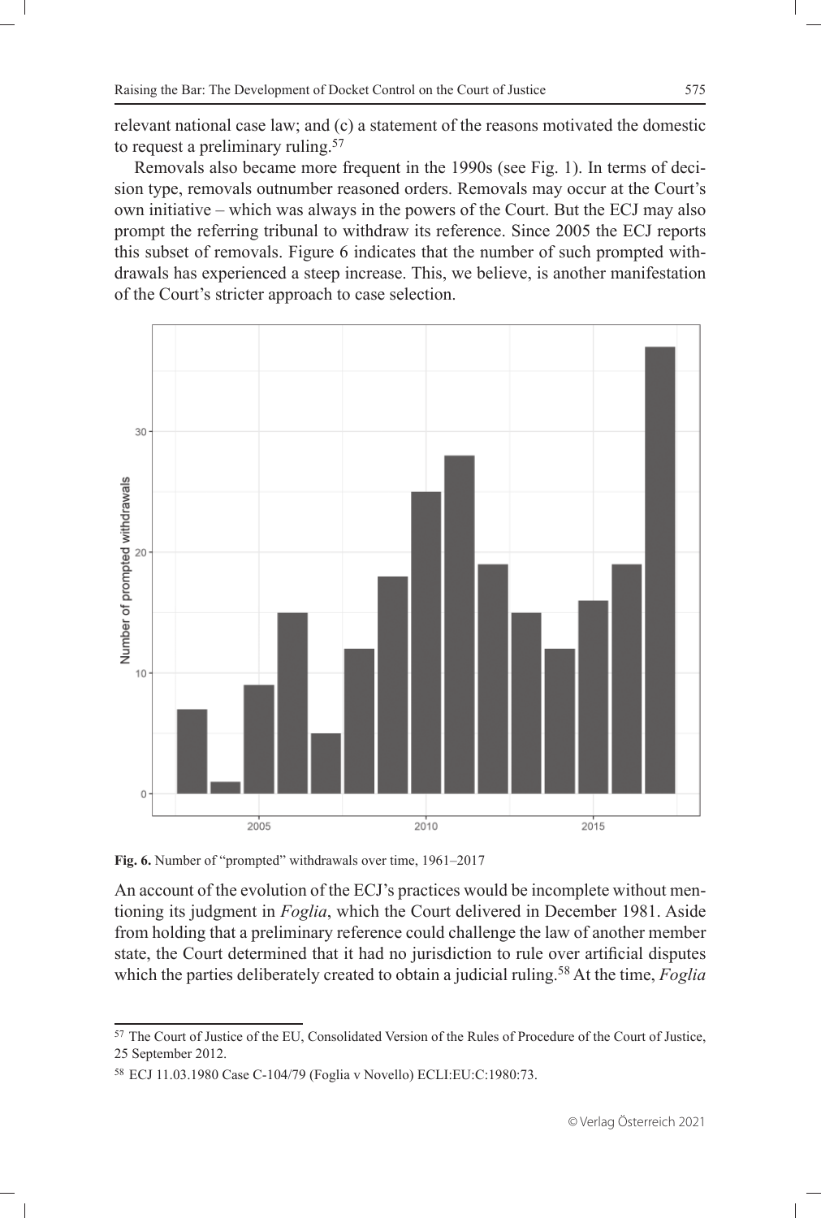relevant national case law; and (c) a statement of the reasons motivated the domestic to request a preliminary ruling.[57]

Removals also became more frequent in the 1990s (see Fig. 1). In terms of decision type, removals outnumber reasoned orders. Removals may occur at the Court's own initiative – which was always in the powers of the Court. But the ECJ may also prompt the referring tribunal to withdraw its reference. Since 2005 the ECJ reports this subset of removals. Figure 6 indicates that the number of such prompted withdrawals has experienced a steep increase. This, we believe, is another manifestation of the Court's stricter approach to case selection.

**Fig. 6.** Number of "prompted" withdrawals over time, 1961–2017

An account of the evolution of the ECJ's practices would be incomplete without mentioning its judgment in *Foglia*, which the Court delivered in December 1981. Aside from holding that a preliminary reference could challenge the law of another member state, the Court determined that it had no jurisdiction to rule over artificial disputes which the parties deliberately created to obtain a judicial ruling.[58] At the time, *Foglia*

---

[57] The Court of Justice of the EU, Consolidated Version of the Rules of Procedure of the Court of Justice, 25 September 2012.

[58] ECJ 11.03.1980 Case C-104/79 (Foglia v Novello) ECLI:EU:C:1980:73.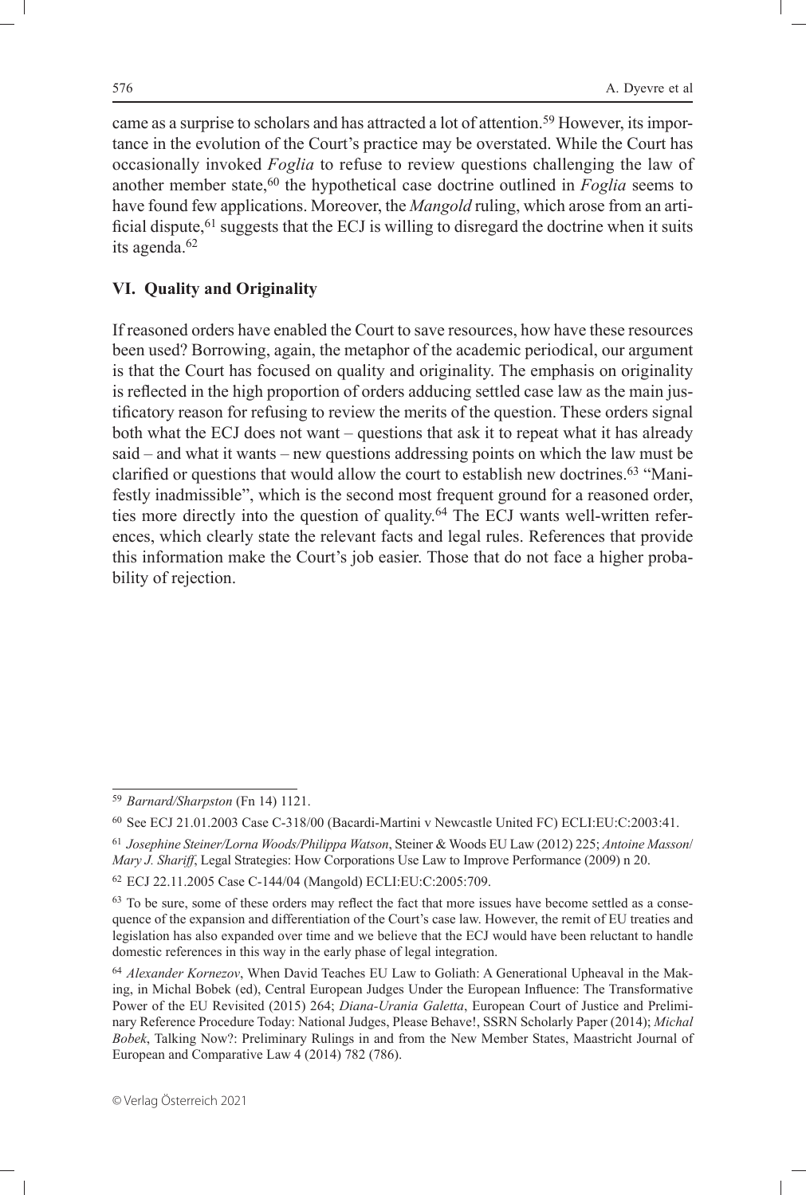came as a surprise to scholars and has attracted a lot of attention.[59] However, its importance in the evolution of the Court's practice may be overstated. While the Court has occasionally invoked *Foglia* to refuse to review questions challenging the law of another member state,[60] the hypothetical case doctrine outlined in *Foglia* seems to have found few applications. Moreover, the *Mangold* ruling, which arose from an artificial dispute,[61] suggests that the ECJ is willing to disregard the doctrine when it suits its agenda.[62]

## VI. Quality and Originality

If reasoned orders have enabled the Court to save resources, how have these resources been used? Borrowing, again, the metaphor of the academic periodical, our argument is that the Court has focused on quality and originality. The emphasis on originality is reflected in the high proportion of orders adducing settled case law as the main justificatory reason for refusing to review the merits of the question. These orders signal both what the ECJ does not want – questions that ask it to repeat what it has already said – and what it wants – new questions addressing points on which the law must be clarified or questions that would allow the court to establish new doctrines.[63] "Manifestly inadmissible", which is the second most frequent ground for a reasoned order, ties more directly into the question of quality.[64] The ECJ wants well-written references, which clearly state the relevant facts and legal rules. References that provide this information make the Court's job easier. Those that do not face a higher probability of rejection.

---

[59] *Barnard/Sharpston* (Fn 14) 1121.

[60] See ECJ 21.01.2003 Case C-318/00 (Bacardi-Martini v Newcastle United FC) ECLI:EU:C:2003:41.

[61] *Josephine Steiner/Lorna Woods/Philippa Watson*, Steiner & Woods EU Law (2012) 225; *Antoine Masson/Mary J. Shariff*, Legal Strategies: How Corporations Use Law to Improve Performance (2009) n 20.

[62] ECJ 22.11.2005 Case C-144/04 (Mangold) ECLI:EU:C:2005:709.

[63] To be sure, some of these orders may reflect the fact that more issues have become settled as a consequence of the expansion and differentiation of the Court's case law. However, the remit of EU treaties and legislation has also expanded over time and we believe that the ECJ would have been reluctant to handle domestic references in this way in the early phase of legal integration.

[64] *Alexander Kornezov*, When David Teaches EU Law to Goliath: A Generational Upheaval in the Making, in Michal Bobek (ed), Central European Judges Under the European Influence: The Transformative Power of the EU Revisited (2015) 264; *Diana-Urania Galetta*, European Court of Justice and Preliminary Reference Procedure Today: National Judges, Please Behave!, SSRN Scholarly Paper (2014); *Michal Bobek*, Talking Now?: Preliminary Rulings in and from the New Member States, Maastricht Journal of European and Comparative Law 4 (2014) 782 (786).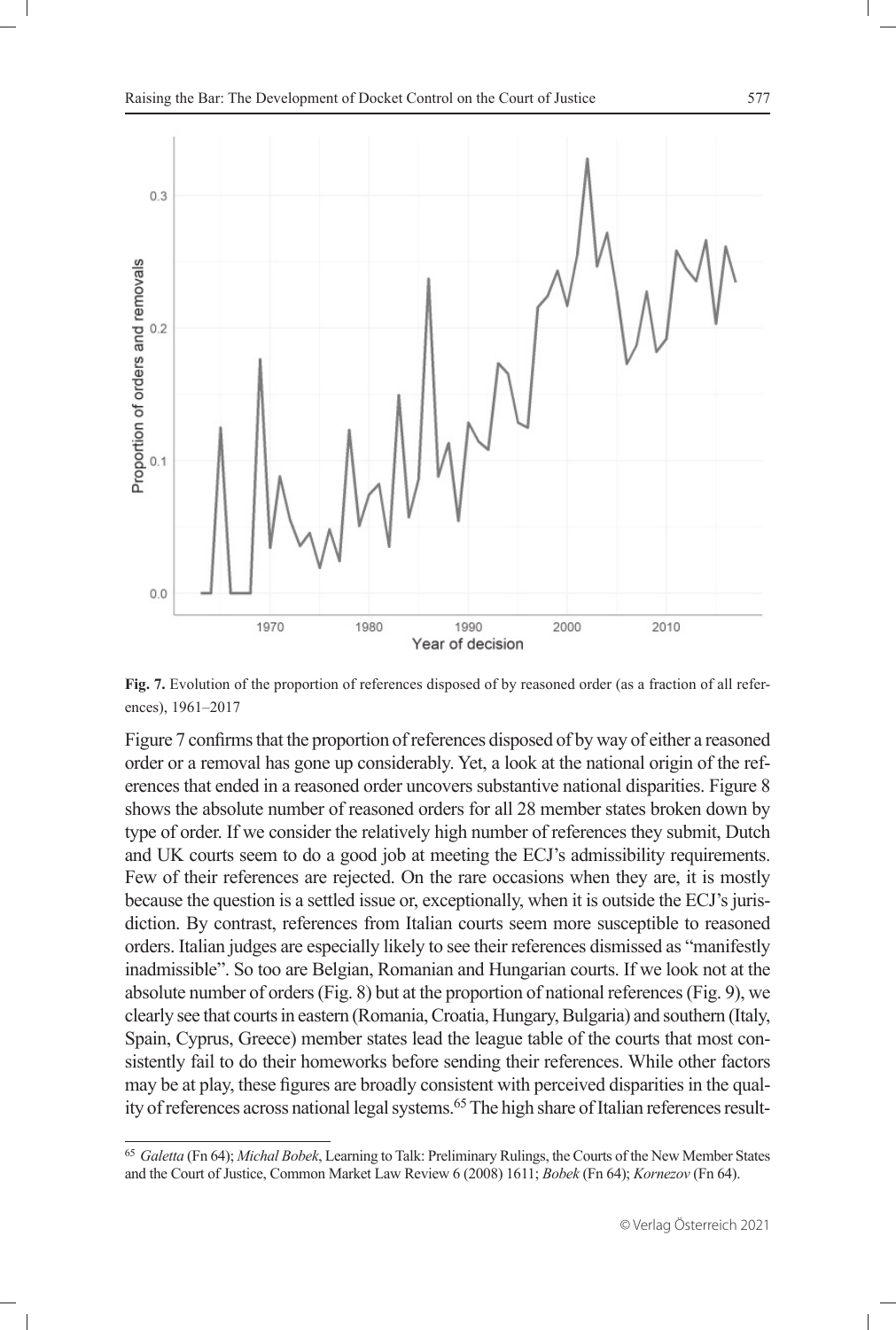**Fig. 7.** Evolution of the proportion of references disposed of by reasoned order (as a fraction of all references), 1961–2017

Figure 7 confirms that the proportion of references disposed of by way of either a reasoned order or a removal has gone up considerably. Yet, a look at the national origin of the references that ended in a reasoned order uncovers substantive national disparities. Figure 8 shows the absolute number of reasoned orders for all 28 member states broken down by type of order. If we consider the relatively high number of references they submit, Dutch and UK courts seem to do a good job at meeting the ECJ's admissibility requirements. Few of their references are rejected. On the rare occasions when they are, it is mostly because the question is a settled issue or, exceptionally, when it is outside the ECJ's jurisdiction. By contrast, references from Italian courts seem more susceptible to reasoned orders. Italian judges are especially likely to see their references dismissed as "manifestly inadmissible". So too are Belgian, Romanian and Hungarian courts. If we look not at the absolute number of orders (Fig. 8) but at the proportion of national references (Fig. 9), we clearly see that courts in eastern (Romania, Croatia, Hungary, Bulgaria) and southern (Italy, Spain, Cyprus, Greece) member states lead the league table of the courts that most consistently fail to do their homeworks before sending their references. While other factors may be at play, these figures are broadly consistent with perceived disparities in the quality of references across national legal systems.[65] The high share of Italian references result-

[65] *Galetta* (Fn 64); *Michal Bobek*, Learning to Talk: Preliminary Rulings, the Courts of the New Member States and the Court of Justice, Common Market Law Review 6 (2008) 1611; *Bobek* (Fn 64); *Kornezov* (Fn 64).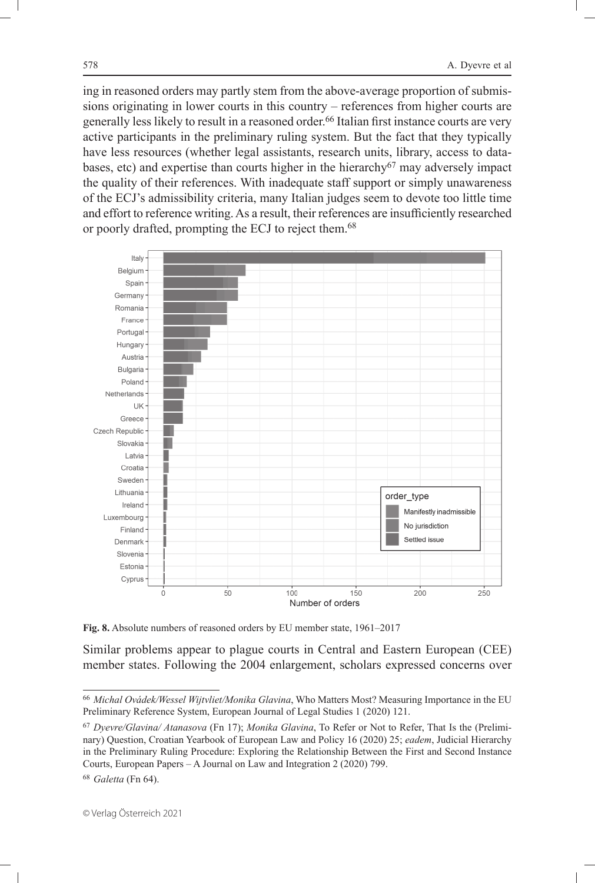ing in reasoned orders may partly stem from the above-average proportion of submissions originating in lower courts in this country – references from higher courts are generally less likely to result in a reasoned order.[66] Italian first instance courts are very active participants in the preliminary ruling system. But the fact that they typically have less resources (whether legal assistants, research units, library, access to databases, etc) and expertise than courts higher in the hierarchy[67] may adversely impact the quality of their references. With inadequate staff support or simply unawareness of the ECJ's admissibility criteria, many Italian judges seem to devote too little time and effort to reference writing. As a result, their references are insufficiently researched or poorly drafted, prompting the ECJ to reject them.[68]

**Fig. 8.** Absolute numbers of reasoned orders by EU member state, 1961–2017

Similar problems appear to plague courts in Central and Eastern European (CEE) member states. Following the 2004 enlargement, scholars expressed concerns over

---

[66] *Michal Ovádek/Wessel Wijtvliet/Monika Glavina*, Who Matters Most? Measuring Importance in the EU Preliminary Reference System, European Journal of Legal Studies 1 (2020) 121.

[67] *Dyevre/Glavina/ Atanasova* (Fn 17); *Monika Glavina*, To Refer or Not to Refer, That Is the (Preliminary) Question, Croatian Yearbook of European Law and Policy 16 (2020) 25; *eadem*, Judicial Hierarchy in the Preliminary Ruling Procedure: Exploring the Relationship Between the First and Second Instance Courts, European Papers – A Journal on Law and Integration 2 (2020) 799.

[68] *Galetta* (Fn 64).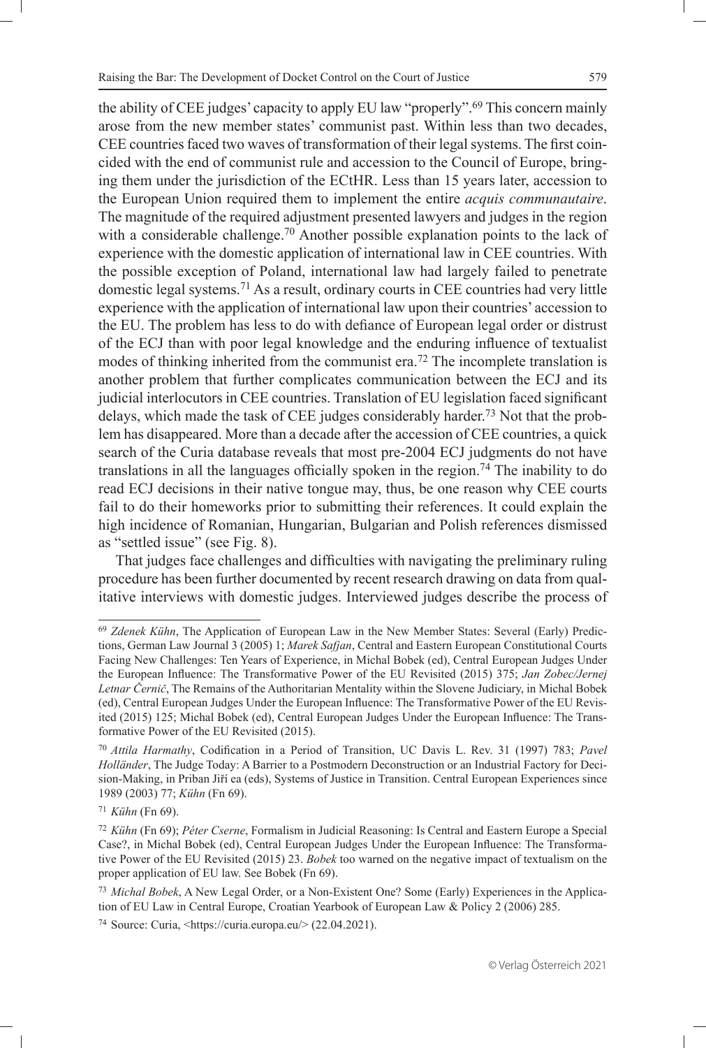the ability of CEE judges' capacity to apply EU law "properly".[69] This concern mainly arose from the new member states' communist past. Within less than two decades, CEE countries faced two waves of transformation of their legal systems. The first coincided with the end of communist rule and accession to the Council of Europe, bringing them under the jurisdiction of the ECtHR. Less than 15 years later, accession to the European Union required them to implement the entire *acquis communautaire*. The magnitude of the required adjustment presented lawyers and judges in the region with a considerable challenge.[70] Another possible explanation points to the lack of experience with the domestic application of international law in CEE countries. With the possible exception of Poland, international law had largely failed to penetrate domestic legal systems.[71] As a result, ordinary courts in CEE countries had very little experience with the application of international law upon their countries' accession to the EU. The problem has less to do with defiance of European legal order or distrust of the ECJ than with poor legal knowledge and the enduring influence of textualist modes of thinking inherited from the communist era.[72] The incomplete translation is another problem that further complicates communication between the ECJ and its judicial interlocutors in CEE countries. Translation of EU legislation faced significant delays, which made the task of CEE judges considerably harder.[73] Not that the problem has disappeared. More than a decade after the accession of CEE countries, a quick search of the Curia database reveals that most pre-2004 ECJ judgments do not have translations in all the languages officially spoken in the region.[74] The inability to do read ECJ decisions in their native tongue may, thus, be one reason why CEE courts fail to do their homeworks prior to submitting their references. It could explain the high incidence of Romanian, Hungarian, Bulgarian and Polish references dismissed as "settled issue" (see Fig. 8).

That judges face challenges and difficulties with navigating the preliminary ruling procedure has been further documented by recent research drawing on data from qualitative interviews with domestic judges. Interviewed judges describe the process of

---

[69] *Zdenek Kühn*, The Application of European Law in the New Member States: Several (Early) Predictions, German Law Journal 3 (2005) 1; *Marek Safjan*, Central and Eastern European Constitutional Courts Facing New Challenges: Ten Years of Experience, in Michal Bobek (ed), Central European Judges Under the European Influence: The Transformative Power of the EU Revisited (2015) 375; *Jan Zobec/Jernej Letnar Černič*, The Remains of the Authoritarian Mentality within the Slovene Judiciary, in Michal Bobek (ed), Central European Judges Under the European Influence: The Transformative Power of the EU Revisited (2015) 125; Michal Bobek (ed), Central European Judges Under the European Influence: The Transformative Power of the EU Revisited (2015).

[70] *Attila Harmathy*, Codification in a Period of Transition, UC Davis L. Rev. 31 (1997) 783; *Pavel Holländer*, The Judge Today: A Barrier to a Postmodern Deconstruction or an Industrial Factory for Decision-Making, in Priban Jiří ea (eds), Systems of Justice in Transition. Central European Experiences since 1989 (2003) 77; *Kühn* (Fn 69).

[71] *Kühn* (Fn 69).

[72] *Kühn* (Fn 69); *Péter Cserne*, Formalism in Judicial Reasoning: Is Central and Eastern Europe a Special Case?, in Michal Bobek (ed), Central European Judges Under the European Influence: The Transformative Power of the EU Revisited (2015) 23. *Bobek* too warned on the negative impact of textualism on the proper application of EU law. See Bobek (Fn 69).

[73] *Michal Bobek*, A New Legal Order, or a Non-Existent One? Some (Early) Experiences in the Application of EU Law in Central Europe, Croatian Yearbook of European Law & Policy 2 (2006) 285.

[74] Source: Curia, <https://curia.europa.eu/> (22.04.2021).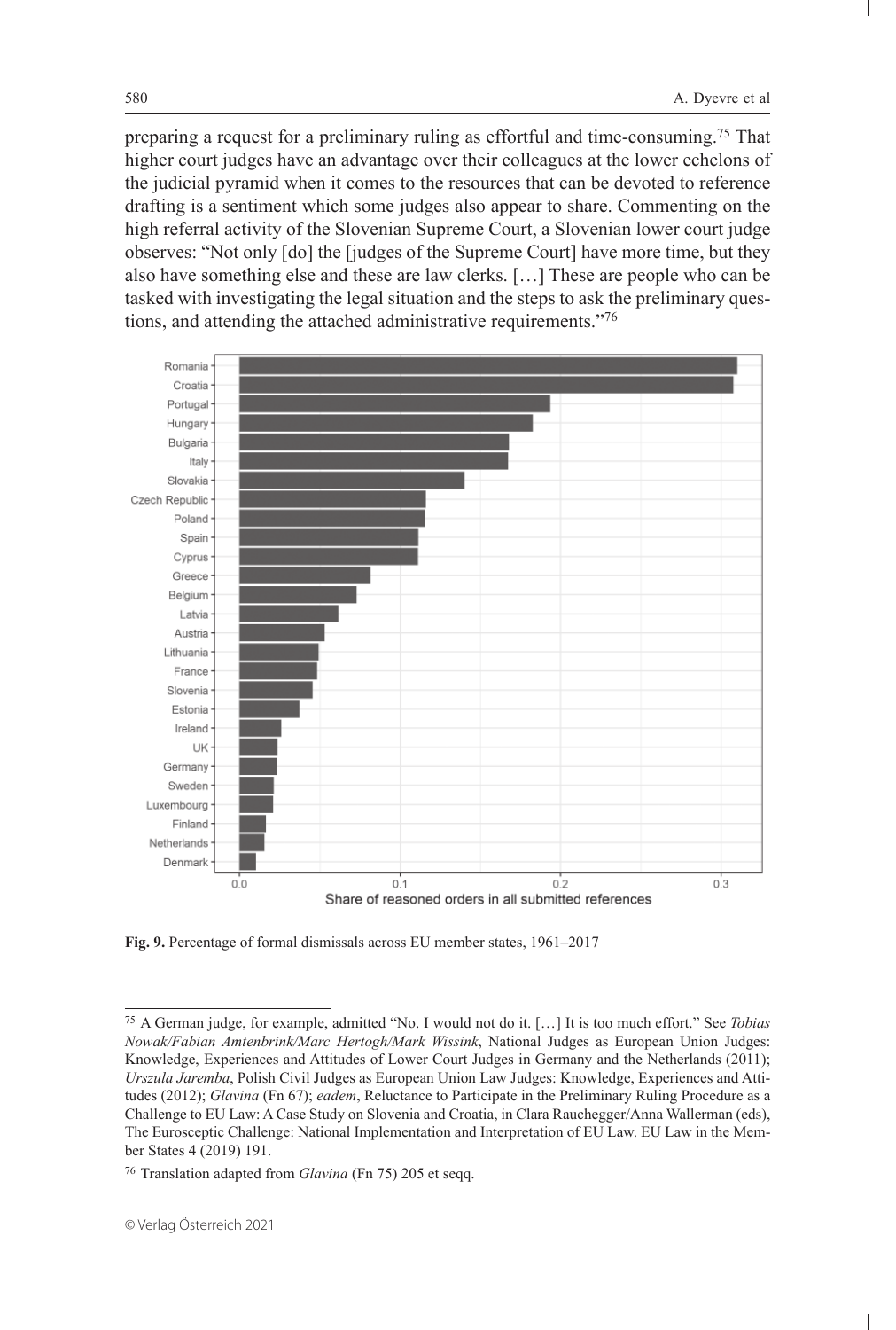preparing a request for a preliminary ruling as effortful and time-consuming.[75] That higher court judges have an advantage over their colleagues at the lower echelons of the judicial pyramid when it comes to the resources that can be devoted to reference drafting is a sentiment which some judges also appear to share. Commenting on the high referral activity of the Slovenian Supreme Court, a Slovenian lower court judge observes: "Not only [do] the [judges of the Supreme Court] have more time, but they also have something else and these are law clerks. […] These are people who can be tasked with investigating the legal situation and the steps to ask the preliminary questions, and attending the attached administrative requirements."[76]

**Fig. 9.** Percentage of formal dismissals across EU member states, 1961–2017

---

[75] A German judge, for example, admitted "No. I would not do it. […] It is too much effort." See *Tobias Nowak/Fabian Amtenbrink/Marc Hertogh/Mark Wissink*, National Judges as European Union Judges: Knowledge, Experiences and Attitudes of Lower Court Judges in Germany and the Netherlands (2011); *Urszula Jaremba*, Polish Civil Judges as European Union Law Judges: Knowledge, Experiences and Attitudes (2012); *Glavina* (Fn 67); *eadem*, Reluctance to Participate in the Preliminary Ruling Procedure as a Challenge to EU Law: A Case Study on Slovenia and Croatia, in Clara Rauchegger/Anna Wallerman (eds), The Eurosceptic Challenge: National Implementation and Interpretation of EU Law. EU Law in the Member States 4 (2019) 191.

[76] Translation adapted from *Glavina* (Fn 75) 205 et seqq.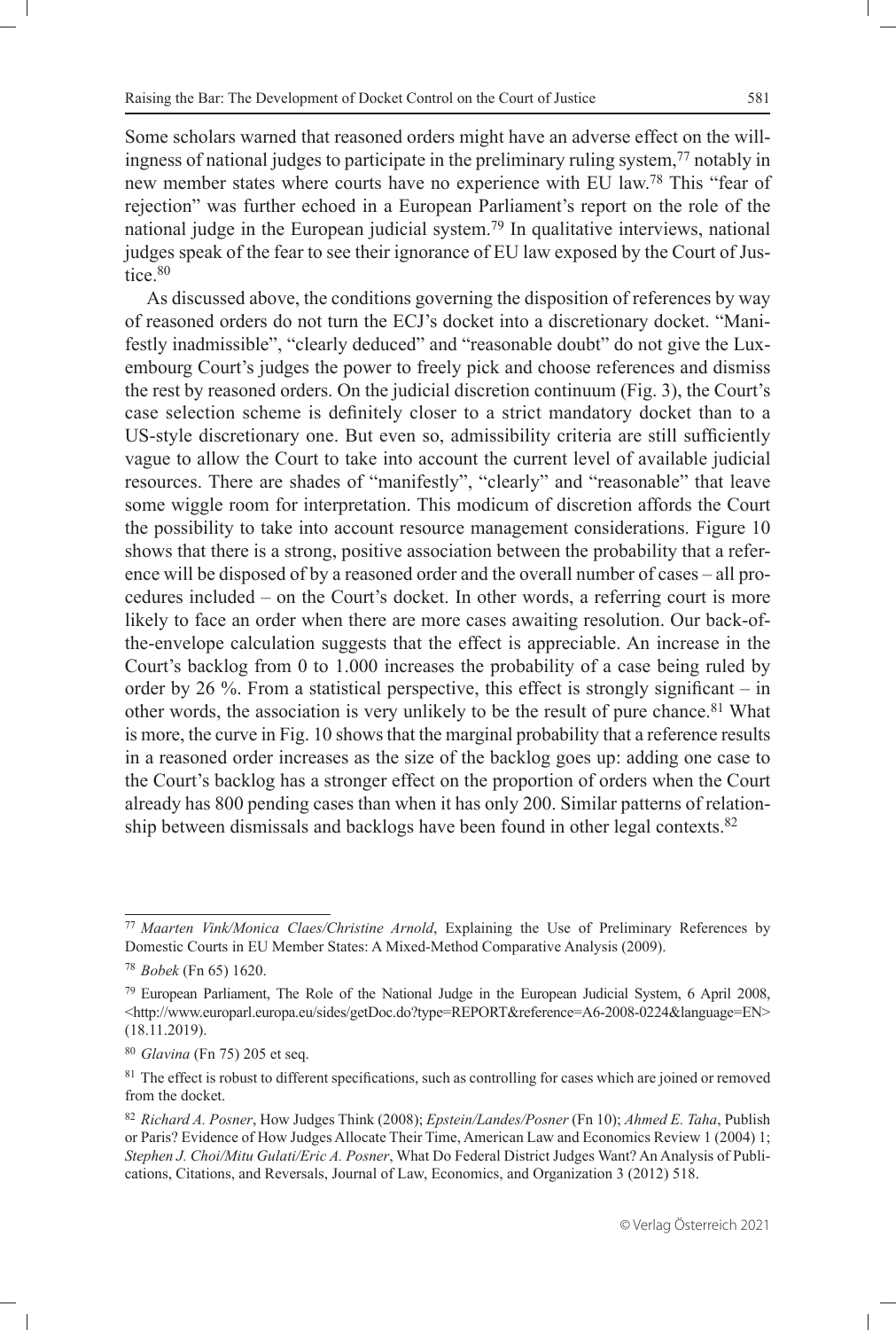Some scholars warned that reasoned orders might have an adverse effect on the willingness of national judges to participate in the preliminary ruling system,[77] notably in new member states where courts have no experience with EU law.[78] This "fear of rejection" was further echoed in a European Parliament's report on the role of the national judge in the European judicial system.[79] In qualitative interviews, national judges speak of the fear to see their ignorance of EU law exposed by the Court of Justice.[80]

As discussed above, the conditions governing the disposition of references by way of reasoned orders do not turn the ECJ's docket into a discretionary docket. "Manifestly inadmissible", "clearly deduced" and "reasonable doubt" do not give the Luxembourg Court's judges the power to freely pick and choose references and dismiss the rest by reasoned orders. On the judicial discretion continuum (Fig. 3), the Court's case selection scheme is definitely closer to a strict mandatory docket than to a US-style discretionary one. But even so, admissibility criteria are still sufficiently vague to allow the Court to take into account the current level of available judicial resources. There are shades of "manifestly", "clearly" and "reasonable" that leave some wiggle room for interpretation. This modicum of discretion affords the Court the possibility to take into account resource management considerations. Figure 10 shows that there is a strong, positive association between the probability that a reference will be disposed of by a reasoned order and the overall number of cases – all procedures included – on the Court's docket. In other words, a referring court is more likely to face an order when there are more cases awaiting resolution. Our back-of-the-envelope calculation suggests that the effect is appreciable. An increase in the Court's backlog from 0 to 1.000 increases the probability of a case being ruled by order by 26 %. From a statistical perspective, this effect is strongly significant – in other words, the association is very unlikely to be the result of pure chance.[81] What is more, the curve in Fig. 10 shows that the marginal probability that a reference results in a reasoned order increases as the size of the backlog goes up: adding one case to the Court's backlog has a stronger effect on the proportion of orders when the Court already has 800 pending cases than when it has only 200. Similar patterns of relationship between dismissals and backlogs have been found in other legal contexts.[82]

---

[77] *Maarten Vink/Monica Claes/Christine Arnold*, Explaining the Use of Preliminary References by Domestic Courts in EU Member States: A Mixed-Method Comparative Analysis (2009).

[78] *Bobek* (Fn 65) 1620.

[79] European Parliament, The Role of the National Judge in the European Judicial System, 6 April 2008, <http://www.europarl.europa.eu/sides/getDoc.do?type=REPORT&reference=A6-2008-0224&language=EN> (18.11.2019).

[80] *Glavina* (Fn 75) 205 et seq.

[81] The effect is robust to different specifications, such as controlling for cases which are joined or removed from the docket.

[82] *Richard A. Posner*, How Judges Think (2008); *Epstein/Landes/Posner* (Fn 10); *Ahmed E. Taha*, Publish or Paris? Evidence of How Judges Allocate Their Time, American Law and Economics Review 1 (2004) 1; *Stephen J. Choi/Mitu Gulati/Eric A. Posner*, What Do Federal District Judges Want? An Analysis of Publications, Citations, and Reversals, Journal of Law, Economics, and Organization 3 (2012) 518.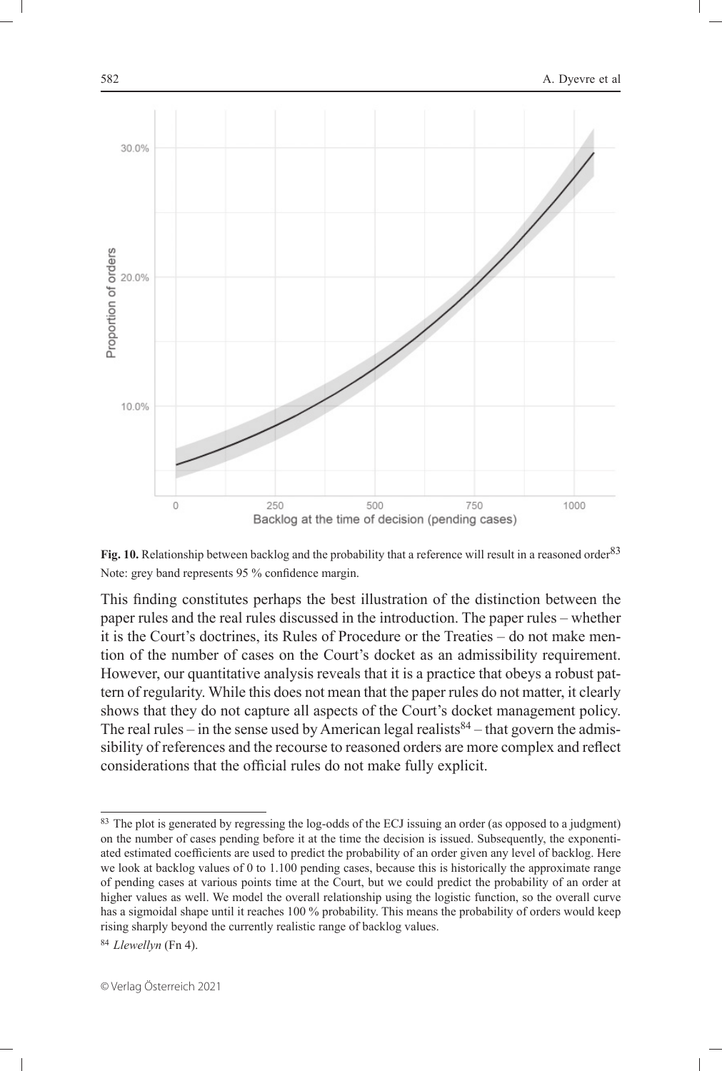**Fig. 10.** Relationship between backlog and the probability that a reference will result in a reasoned order[83]
Note: grey band represents 95 % confidence margin.

This finding constitutes perhaps the best illustration of the distinction between the paper rules and the real rules discussed in the introduction. The paper rules – whether it is the Court's doctrines, its Rules of Procedure or the Treaties – do not make mention of the number of cases on the Court's docket as an admissibility requirement. However, our quantitative analysis reveals that it is a practice that obeys a robust pattern of regularity. While this does not mean that the paper rules do not matter, it clearly shows that they do not capture all aspects of the Court's docket management policy. The real rules – in the sense used by American legal realists[84] – that govern the admissibility of references and the recourse to reasoned orders are more complex and reflect considerations that the official rules do not make fully explicit.

---

[83] The plot is generated by regressing the log-odds of the ECJ issuing an order (as opposed to a judgment) on the number of cases pending before it at the time the decision is issued. Subsequently, the exponentiated estimated coefficients are used to predict the probability of an order given any level of backlog. Here we look at backlog values of 0 to 1.100 pending cases, because this is historically the approximate range of pending cases at various points time at the Court, but we could predict the probability of an order at higher values as well. We model the overall relationship using the logistic function, so the overall curve has a sigmoidal shape until it reaches 100 % probability. This means the probability of orders would keep rising sharply beyond the currently realistic range of backlog values.

[84] *Llewellyn* (Fn 4).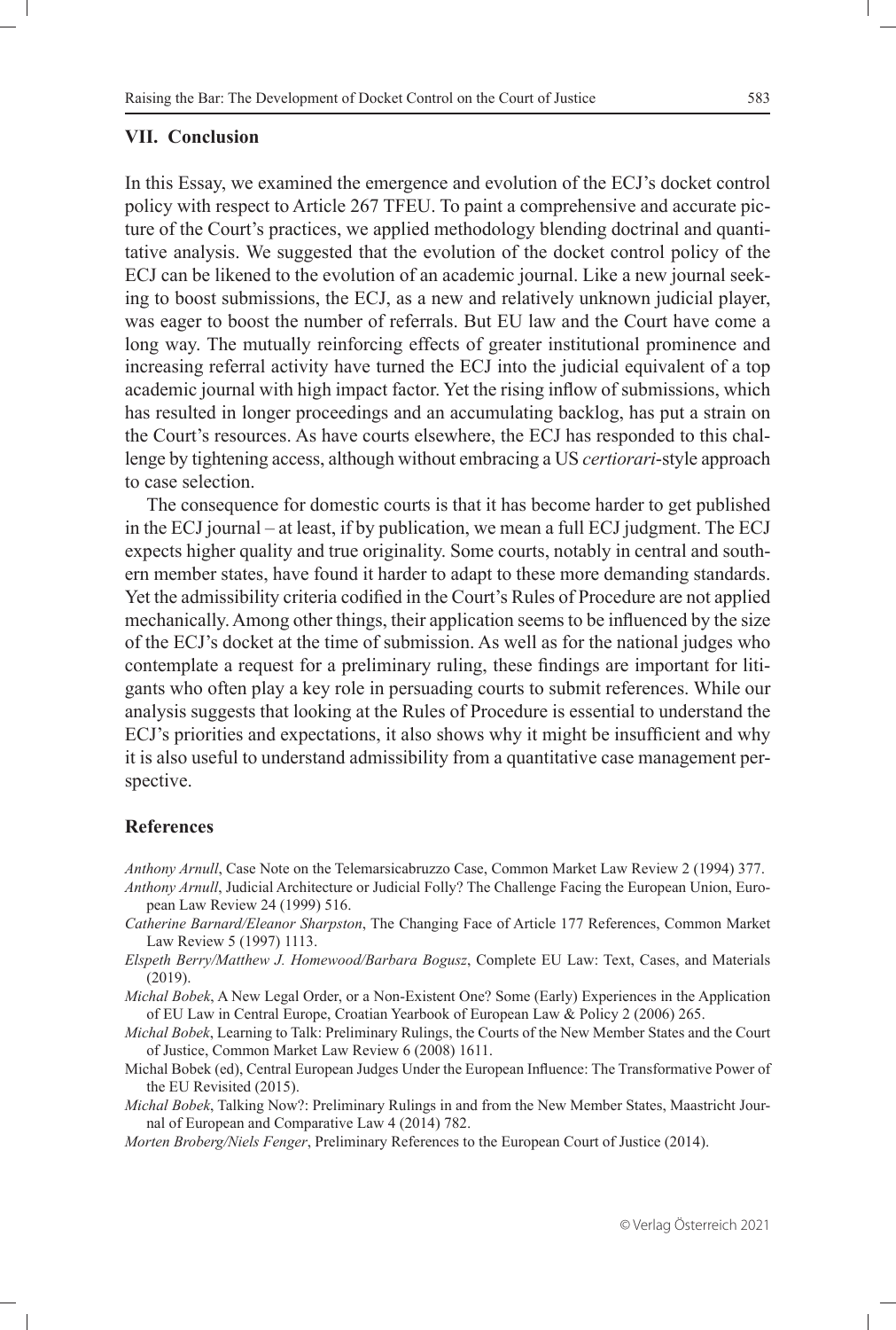## VII. Conclusion

In this Essay, we examined the emergence and evolution of the ECJ's docket control policy with respect to Article 267 TFEU. To paint a comprehensive and accurate picture of the Court's practices, we applied methodology blending doctrinal and quantitative analysis. We suggested that the evolution of the docket control policy of the ECJ can be likened to the evolution of an academic journal. Like a new journal seeking to boost submissions, the ECJ, as a new and relatively unknown judicial player, was eager to boost the number of referrals. But EU law and the Court have come a long way. The mutually reinforcing effects of greater institutional prominence and increasing referral activity have turned the ECJ into the judicial equivalent of a top academic journal with high impact factor. Yet the rising inflow of submissions, which has resulted in longer proceedings and an accumulating backlog, has put a strain on the Court's resources. As have courts elsewhere, the ECJ has responded to this challenge by tightening access, although without embracing a US *certiorari*-style approach to case selection.

The consequence for domestic courts is that it has become harder to get published in the ECJ journal – at least, if by publication, we mean a full ECJ judgment. The ECJ expects higher quality and true originality. Some courts, notably in central and southern member states, have found it harder to adapt to these more demanding standards. Yet the admissibility criteria codified in the Court's Rules of Procedure are not applied mechanically. Among other things, their application seems to be influenced by the size of the ECJ's docket at the time of submission. As well as for the national judges who contemplate a request for a preliminary ruling, these findings are important for litigants who often play a key role in persuading courts to submit references. While our analysis suggests that looking at the Rules of Procedure is essential to understand the ECJ's priorities and expectations, it also shows why it might be insufficient and why it is also useful to understand admissibility from a quantitative case management perspective.

## References

*Anthony Arnull*, Case Note on the Telemarsicabruzzo Case, Common Market Law Review 2 (1994) 377.

*Anthony Arnull*, Judicial Architecture or Judicial Folly? The Challenge Facing the European Union, European Law Review 24 (1999) 516.

*Catherine Barnard/Eleanor Sharpston*, The Changing Face of Article 177 References, Common Market Law Review 5 (1997) 1113.

*Elspeth Berry/Matthew J. Homewood/Barbara Bogusz*, Complete EU Law: Text, Cases, and Materials (2019).

*Michal Bobek*, A New Legal Order, or a Non-Existent One? Some (Early) Experiences in the Application of EU Law in Central Europe, Croatian Yearbook of European Law & Policy 2 (2006) 265.

*Michal Bobek*, Learning to Talk: Preliminary Rulings, the Courts of the New Member States and the Court of Justice, Common Market Law Review 6 (2008) 1611.

Michal Bobek (ed), Central European Judges Under the European Influence: The Transformative Power of the EU Revisited (2015).

*Michal Bobek*, Talking Now?: Preliminary Rulings in and from the New Member States, Maastricht Journal of European and Comparative Law 4 (2014) 782.

*Morten Broberg/Niels Fenger*, Preliminary References to the European Court of Justice (2014).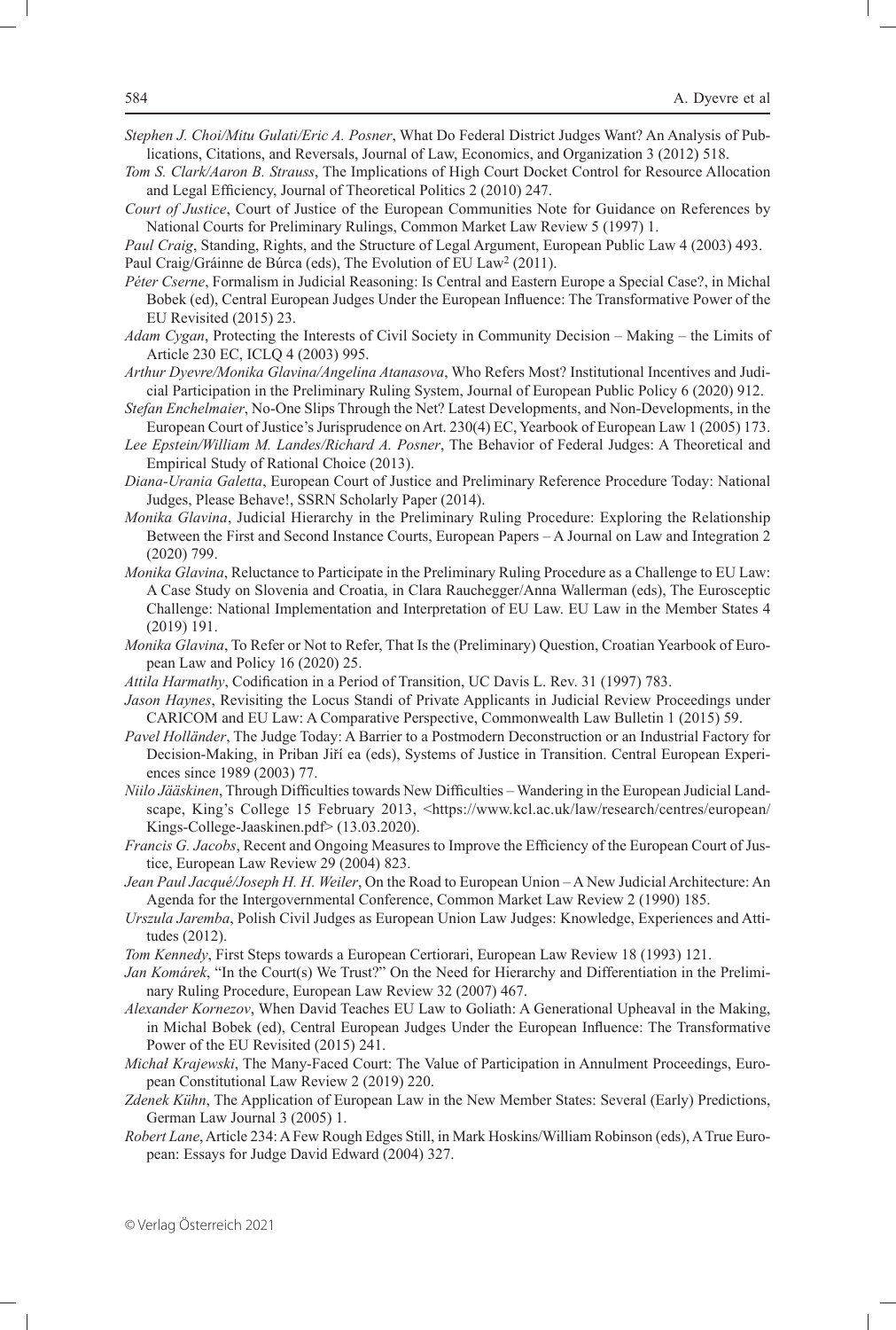*Stephen J. Choi/Mitu Gulati/Eric A. Posner*, What Do Federal District Judges Want? An Analysis of Publications, Citations, and Reversals, Journal of Law, Economics, and Organization 3 (2012) 518.

*Tom S. Clark/Aaron B. Strauss*, The Implications of High Court Docket Control for Resource Allocation and Legal Efficiency, Journal of Theoretical Politics 2 (2010) 247.

*Court of Justice*, Court of Justice of the European Communities Note for Guidance on References by National Courts for Preliminary Rulings, Common Market Law Review 5 (1997) 1.

*Paul Craig*, Standing, Rights, and the Structure of Legal Argument, European Public Law 4 (2003) 493.

Paul Craig/Gráinne de Búrca (eds), The Evolution of EU Law[2] (2011).

*Péter Cserne*, Formalism in Judicial Reasoning: Is Central and Eastern Europe a Special Case?, in Michal Bobek (ed), Central European Judges Under the European Influence: The Transformative Power of the EU Revisited (2015) 23.

*Adam Cygan*, Protecting the Interests of Civil Society in Community Decision – Making – the Limits of Article 230 EC, ICLQ 4 (2003) 995.

*Arthur Dyevre/Monika Glavina/Angelina Atanasova*, Who Refers Most? Institutional Incentives and Judicial Participation in the Preliminary Ruling System, Journal of European Public Policy 6 (2020) 912.

*Stefan Enchelmaier*, No-One Slips Through the Net? Latest Developments, and Non-Developments, in the European Court of Justice's Jurisprudence on Art. 230(4) EC, Yearbook of European Law 1 (2005) 173.

*Lee Epstein/William M. Landes/Richard A. Posner*, The Behavior of Federal Judges: A Theoretical and Empirical Study of Rational Choice (2013).

*Diana-Urania Galetta*, European Court of Justice and Preliminary Reference Procedure Today: National Judges, Please Behave!, SSRN Scholarly Paper (2014).

*Monika Glavina*, Judicial Hierarchy in the Preliminary Ruling Procedure: Exploring the Relationship Between the First and Second Instance Courts, European Papers – A Journal on Law and Integration 2 (2020) 799.

*Monika Glavina*, Reluctance to Participate in the Preliminary Ruling Procedure as a Challenge to EU Law: A Case Study on Slovenia and Croatia, in Clara Rauchegger/Anna Wallerman (eds), The Eurosceptic Challenge: National Implementation and Interpretation of EU Law. EU Law in the Member States 4 (2019) 191.

*Monika Glavina*, To Refer or Not to Refer, That Is the (Preliminary) Question, Croatian Yearbook of European Law and Policy 16 (2020) 25.

*Attila Harmathy*, Codification in a Period of Transition, UC Davis L. Rev. 31 (1997) 783.

*Jason Haynes*, Revisiting the Locus Standi of Private Applicants in Judicial Review Proceedings under CARICOM and EU Law: A Comparative Perspective, Commonwealth Law Bulletin 1 (2015) 59.

*Pavel Holländer*, The Judge Today: A Barrier to a Postmodern Deconstruction or an Industrial Factory for Decision-Making, in Priban Jiří ea (eds), Systems of Justice in Transition. Central European Experiences since 1989 (2003) 77.

*Niilo Jääskinen*, Through Difficulties towards New Difficulties – Wandering in the European Judicial Landscape, King's College 15 February 2013, <https://www.kcl.ac.uk/law/research/centres/european/Kings-College-Jaaskinen.pdf> (13.03.2020).

*Francis G. Jacobs*, Recent and Ongoing Measures to Improve the Efficiency of the European Court of Justice, European Law Review 29 (2004) 823.

*Jean Paul Jacqué/Joseph H. H. Weiler*, On the Road to European Union – A New Judicial Architecture: An Agenda for the Intergovernmental Conference, Common Market Law Review 2 (1990) 185.

*Urszula Jaremba*, Polish Civil Judges as European Union Law Judges: Knowledge, Experiences and Attitudes (2012).

*Tom Kennedy*, First Steps towards a European Certiorari, European Law Review 18 (1993) 121.

*Jan Komárek*, "In the Court(s) We Trust?" On the Need for Hierarchy and Differentiation in the Preliminary Ruling Procedure, European Law Review 32 (2007) 467.

*Alexander Kornezov*, When David Teaches EU Law to Goliath: A Generational Upheaval in the Making, in Michal Bobek (ed), Central European Judges Under the European Influence: The Transformative Power of the EU Revisited (2015) 241.

*Michał Krajewski*, The Many-Faced Court: The Value of Participation in Annulment Proceedings, European Constitutional Law Review 2 (2019) 220.

*Zdenek Kühn*, The Application of European Law in the New Member States: Several (Early) Predictions, German Law Journal 3 (2005) 1.

*Robert Lane*, Article 234: A Few Rough Edges Still, in Mark Hoskins/William Robinson (eds), A True European: Essays for Judge David Edward (2004) 327.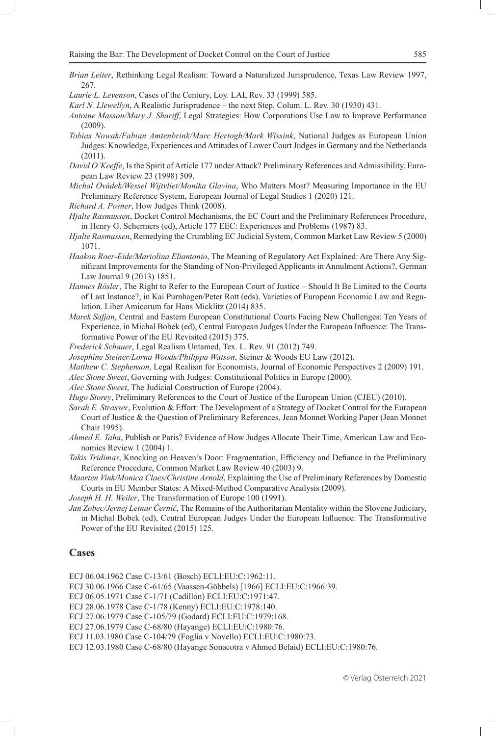*Brian Leiter*, Rethinking Legal Realism: Toward a Naturalized Jurisprudence, Texas Law Review 1997, 267.

*Laurie L. Levenson*, Cases of the Century, Loy. LAL Rev. 33 (1999) 585.

*Karl N. Llewellyn*, A Realistic Jurisprudence – the next Step, Colum. L. Rev. 30 (1930) 431.

*Antoine Masson/Mary J. Shariff*, Legal Strategies: How Corporations Use Law to Improve Performance (2009).

*Tobias Nowak/Fabian Amtenbrink/Marc Hertogh/Mark Wissink*, National Judges as European Union Judges: Knowledge, Experiences and Attitudes of Lower Court Judges in Germany and the Netherlands (2011).

*David O'Keeffe*, Is the Spirit of Article 177 under Attack? Preliminary References and Admissibility, European Law Review 23 (1998) 509.

*Michal Ovádek/Wessel Wijtvliet/Monika Glavina*, Who Matters Most? Measuring Importance in the EU Preliminary Reference System, European Journal of Legal Studies 1 (2020) 121.

*Richard A. Posner*, How Judges Think (2008).

*Hjalte Rasmussen*, Docket Control Mechanisms, the EC Court and the Preliminary References Procedure, in Henry G. Schermers (ed), Article 177 EEC: Experiences and Problems (1987) 83.

*Hjalte Rasmussen*, Remedying the Crumbling EC Judicial System, Common Market Law Review 5 (2000) 1071.

*Haakon Roer-Eide/Mariolina Eliantonio*, The Meaning of Regulatory Act Explained: Are There Any Significant Improvements for the Standing of Non-Privileged Applicants in Annulment Actions?, German Law Journal 9 (2013) 1851.

*Hannes Rösler*, The Right to Refer to the European Court of Justice – Should It Be Limited to the Courts of Last Instance?, in Kai Purnhagen/Peter Rott (eds), Varieties of European Economic Law and Regulation. Liber Amicorum for Hans Micklitz (2014) 835.

*Marek Safjan*, Central and Eastern European Constitutional Courts Facing New Challenges: Ten Years of Experience, in Michal Bobek (ed), Central European Judges Under the European Influence: The Transformative Power of the EU Revisited (2015) 375.

*Frederick Schauer*, Legal Realism Untamed, Tex. L. Rev. 91 (2012) 749.

*Josephine Steiner/Lorna Woods/Philippa Watson*, Steiner & Woods EU Law (2012).

*Matthew C. Stephenson*, Legal Realism for Economists, Journal of Economic Perspectives 2 (2009) 191.

*Alec Stone Sweet*, Governing with Judges: Constitutional Politics in Europe (2000).

*Alec Stone Sweet*, The Judicial Construction of Europe (2004).

*Hugo Storey*, Preliminary References to the Court of Justice of the European Union (CJEU) (2010).

*Sarah E. Strasser*, Evolution & Effort: The Development of a Strategy of Docket Control for the European Court of Justice & the Question of Preliminary References, Jean Monnet Working Paper (Jean Monnet Chair 1995).

*Ahmed E. Taha*, Publish or Paris? Evidence of How Judges Allocate Their Time, American Law and Economics Review 1 (2004) 1.

*Takis Tridimas*, Knocking on Heaven's Door: Fragmentation, Efficiency and Defiance in the Preliminary Reference Procedure, Common Market Law Review 40 (2003) 9.

*Maarten Vink/Monica Claes/Christine Arnold*, Explaining the Use of Preliminary References by Domestic Courts in EU Member States: A Mixed-Method Comparative Analysis (2009).

*Joseph H. H. Weiler*, The Transformation of Europe 100 (1991).

*Jan Zobec/Jernej Letnar Černič*, The Remains of the Authoritarian Mentality within the Slovene Judiciary, in Michal Bobek (ed), Central European Judges Under the European Influence: The Transformative Power of the EU Revisited (2015) 125.

## Cases

ECJ 06.04.1962 Case C-13/61 (Bosch) ECLI:EU:C:1962:11.

ECJ 30.06.1966 Case C-61/65 (Vaassen-Göbbels) [1966] ECLI:EU:C:1966:39.

ECJ 06.05.1971 Case C-1/71 (Cadillon) ECLI:EU:C:1971:47.

ECJ 28.06.1978 Case C-1/78 (Kenny) ECLI:EU:C:1978:140.

ECJ 27.06.1979 Case C-105/79 (Godard) ECLI:EU:C:1979:168.

ECJ 27.06.1979 Case C-68/80 (Hayange) ECLI:EU:C:1980:76.

ECJ 11.03.1980 Case C-104/79 (Foglia v Novello) ECLI:EU:C:1980:73.

ECJ 12.03.1980 Case C-68/80 (Hayange Sonacotra v Ahmed Belaid) ECLI:EU:C:1980:76.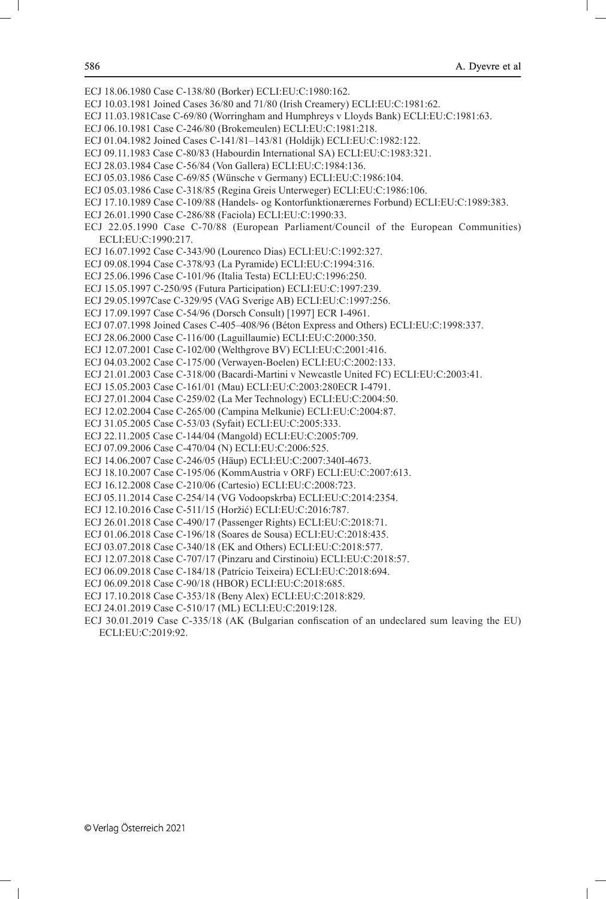ECJ 18.06.1980 Case C-138/80 (Borker) ECLI:EU:C:1980:162.

ECJ 10.03.1981 Joined Cases 36/80 and 71/80 (Irish Creamery) ECLI:EU:C:1981:62.

ECJ 11.03.1981Case C-69/80 (Worringham and Humphreys v Lloyds Bank) ECLI:EU:C:1981:63.

ECJ 06.10.1981 Case C-246/80 (Brokemeulen) ECLI:EU:C:1981:218.

ECJ 01.04.1982 Joined Cases C-141/81–143/81 (Holdijk) ECLI:EU:C:1982:122.

ECJ 09.11.1983 Case C-80/83 (Habourdin International SA) ECLI:EU:C:1983:321.

ECJ 28.03.1984 Case C-56/84 (Von Gallera) ECLI:EU:C:1984:136.

ECJ 05.03.1986 Case C-69/85 (Wünsche v Germany) ECLI:EU:C:1986:104.

ECJ 05.03.1986 Case C-318/85 (Regina Greis Unterweger) ECLI:EU:C:1986:106.

ECJ 17.10.1989 Case C-109/88 (Handels- og Kontorfunktionærernes Forbund) ECLI:EU:C:1989:383.

ECJ 26.01.1990 Case C-286/88 (Faciola) ECLI:EU:C:1990:33.

ECJ 22.05.1990 Case C-70/88 (European Parliament/Council of the European Communities) ECLI:EU:C:1990:217.

ECJ 16.07.1992 Case C-343/90 (Lourenco Dias) ECLI:EU:C:1992:327.

ECJ 09.08.1994 Case C-378/93 (La Pyramide) ECLI:EU:C:1994:316.

ECJ 25.06.1996 Case C-101/96 (Italia Testa) ECLI:EU:C:1996:250.

ECJ 15.05.1997 C-250/95 (Futura Participation) ECLI:EU:C:1997:239.

ECJ 29.05.1997Case C-329/95 (VAG Sverige AB) ECLI:EU:C:1997:256.

ECJ 17.09.1997 Case C-54/96 (Dorsch Consult) [1997] ECR I-4961.

ECJ 07.07.1998 Joined Cases C-405–408/96 (Béton Express and Others) ECLI:EU:C:1998:337.

ECJ 28.06.2000 Case C-116/00 (Laguillaumie) ECLI:EU:C:2000:350.

ECJ 12.07.2001 Case C-102/00 (Welthgrove BV) ECLI:EU:C:2001:416.

ECJ 04.03.2002 Case C-175/00 (Verwayen-Boelen) ECLI:EU:C:2002:133.

ECJ 21.01.2003 Case C-318/00 (Bacardi-Martini v Newcastle United FC) ECLI:EU:C:2003:41.

ECJ 15.05.2003 Case C-161/01 (Mau) ECLI:EU:C:2003:280ECR I-4791.

ECJ 27.01.2004 Case C-259/02 (La Mer Technology) ECLI:EU:C:2004:50.

ECJ 12.02.2004 Case C-265/00 (Campina Melkunie) ECLI:EU:C:2004:87.

ECJ 31.05.2005 Case C-53/03 (Syfait) ECLI:EU:C:2005:333.

ECJ 22.11.2005 Case C-144/04 (Mangold) ECLI:EU:C:2005:709.

ECJ 07.09.2006 Case C-470/04 (N) ECLI:EU:C:2006:525.

ECJ 14.06.2007 Case C-246/05 (Häup) ECLI:EU:C:2007:340I-4673.

ECJ 18.10.2007 Case C-195/06 (KommAustria v ORF) ECLI:EU:C:2007:613.

ECJ 16.12.2008 Case C-210/06 (Cartesio) ECLI:EU:C:2008:723.

ECJ 05.11.2014 Case C-254/14 (VG Vodoopskrba) ECLI:EU:C:2014:2354.

ECJ 12.10.2016 Case C-511/15 (Horžić) ECLI:EU:C:2016:787.

ECJ 26.01.2018 Case C-490/17 (Passenger Rights) ECLI:EU:C:2018:71.

ECJ 01.06.2018 Case C-196/18 (Soares de Sousa) ECLI:EU:C:2018:435.

ECJ 03.07.2018 Case C-340/18 (EK and Others) ECLI:EU:C:2018:577.

ECJ 12.07.2018 Case C-707/17 (Pinzaru and Cirstinoiu) ECLI:EU:C:2018:57.

ECJ 06.09.2018 Case C-184/18 (Patrício Teixeira) ECLI:EU:C:2018:694.

ECJ 06.09.2018 Case C-90/18 (HBOR) ECLI:EU:C:2018:685.

ECJ 17.10.2018 Case C-353/18 (Beny Alex) ECLI:EU:C:2018:829.

ECJ 24.01.2019 Case C-510/17 (ML) ECLI:EU:C:2019:128.

ECJ 30.01.2019 Case C-335/18 (AK (Bulgarian confiscation of an undeclared sum leaving the EU) ECLI:EU:C:2019:92.

© Verlag Österreich 2021